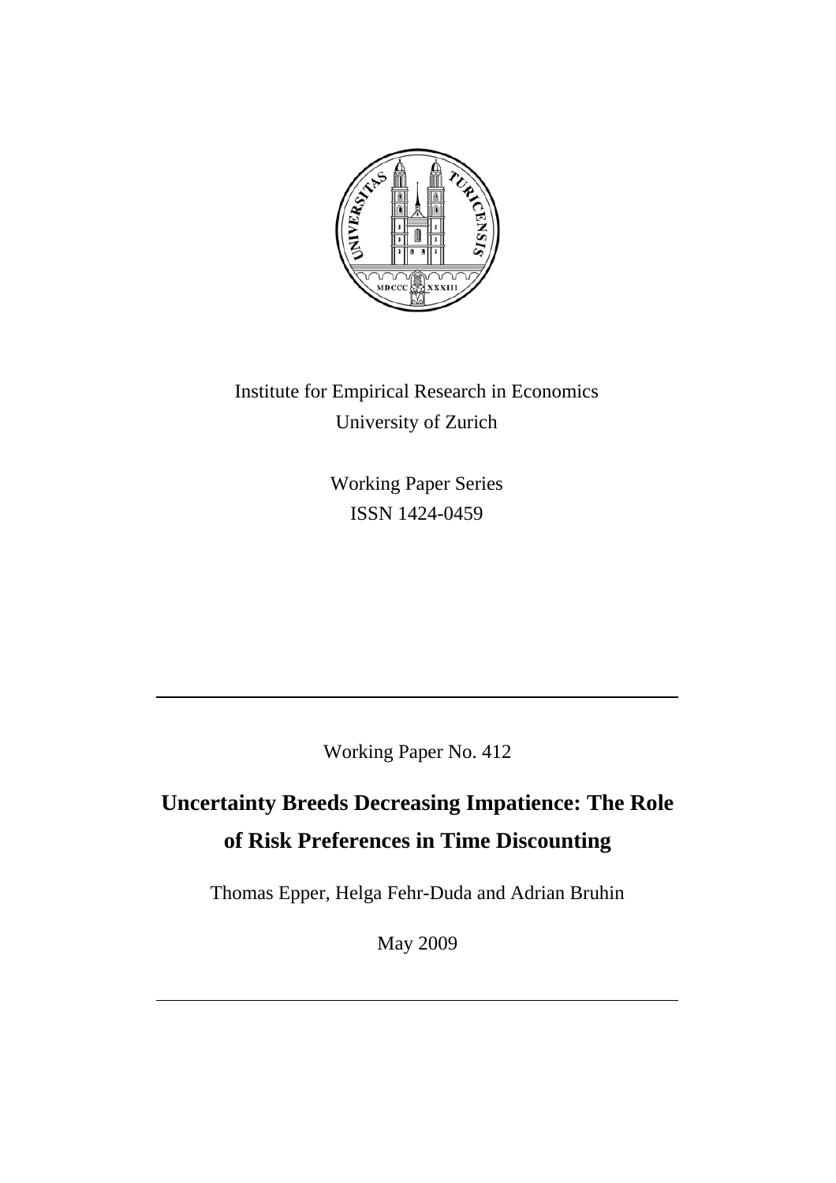Institute for Empirical Research in Economics
University of Zurich

Working Paper Series
ISSN 1424-0459

---

Working Paper No. 412

# Uncertainty Breeds Decreasing Impatience: The Role of Risk Preferences in Time Discounting

Thomas Epper, Helga Fehr-Duda and Adrian Bruhin

May 2009

---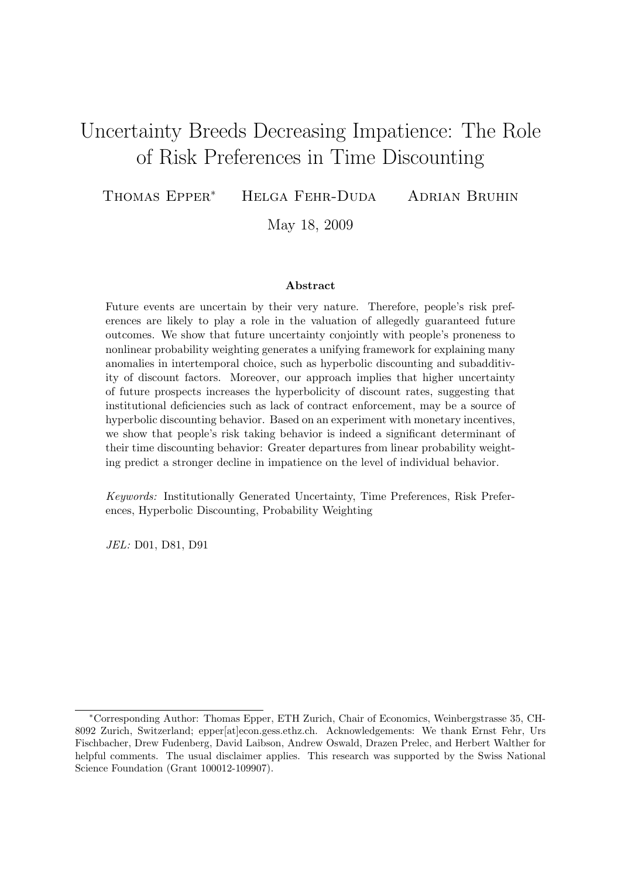# Uncertainty Breeds Decreasing Impatience: The Role of Risk Preferences in Time Discounting

Thomas Epper[*] Helga Fehr-Duda Adrian Bruhin

May 18, 2009

## Abstract

Future events are uncertain by their very nature. Therefore, people's risk preferences are likely to play a role in the valuation of allegedly guaranteed future outcomes. We show that future uncertainty conjointly with people's proneness to nonlinear probability weighting generates a unifying framework for explaining many anomalies in intertemporal choice, such as hyperbolic discounting and subadditivity of discount factors. Moreover, our approach implies that higher uncertainty of future prospects increases the hyperbolicity of discount rates, suggesting that institutional deficiencies such as lack of contract enforcement, may be a source of hyperbolic discounting behavior. Based on an experiment with monetary incentives, we show that people's risk taking behavior is indeed a significant determinant of their time discounting behavior: Greater departures from linear probability weighting predict a stronger decline in impatience on the level of individual behavior.

*Keywords:* Institutionally Generated Uncertainty, Time Preferences, Risk Preferences, Hyperbolic Discounting, Probability Weighting

*JEL:* D01, D81, D91

[*]Corresponding Author: Thomas Epper, ETH Zurich, Chair of Economics, Weinbergstrasse 35, CH-8092 Zurich, Switzerland; epper[at]econ.gess.ethz.ch. Acknowledgements: We thank Ernst Fehr, Urs Fischbacher, Drew Fudenberg, David Laibson, Andrew Oswald, Drazen Prelec, and Herbert Walther for helpful comments. The usual disclaimer applies. This research was supported by the Swiss National Science Foundation (Grant 100012-109907).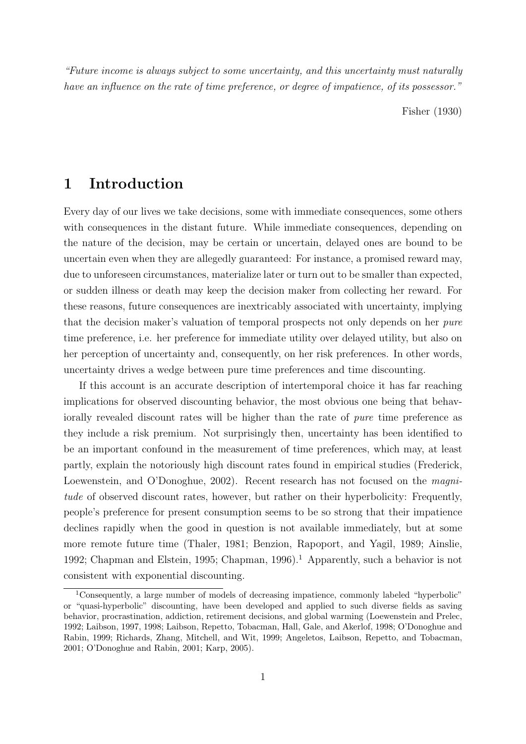*"Future income is always subject to some uncertainty, and this uncertainty must naturally have an influence on the rate of time preference, or degree of impatience, of its possessor."*

Fisher (1930)

# 1 Introduction

Every day of our lives we take decisions, some with immediate consequences, some others with consequences in the distant future. While immediate consequences, depending on the nature of the decision, may be certain or uncertain, delayed ones are bound to be uncertain even when they are allegedly guaranteed: For instance, a promised reward may, due to unforeseen circumstances, materialize later or turn out to be smaller than expected, or sudden illness or death may keep the decision maker from collecting her reward. For these reasons, future consequences are inextricably associated with uncertainty, implying that the decision maker's valuation of temporal prospects not only depends on her *pure* time preference, i.e. her preference for immediate utility over delayed utility, but also on her perception of uncertainty and, consequently, on her risk preferences. In other words, uncertainty drives a wedge between pure time preferences and time discounting.

If this account is an accurate description of intertemporal choice it has far reaching implications for observed discounting behavior, the most obvious one being that behaviorally revealed discount rates will be higher than the rate of *pure* time preference as they include a risk premium. Not surprisingly then, uncertainty has been identified to be an important confound in the measurement of time preferences, which may, at least partly, explain the notoriously high discount rates found in empirical studies (Frederick, Loewenstein, and O'Donoghue, 2002). Recent research has not focused on the *magnitude* of observed discount rates, however, but rather on their hyperbolicity: Frequently, people's preference for present consumption seems to be so strong that their impatience declines rapidly when the good in question is not available immediately, but at some more remote future time (Thaler, 1981; Benzion, Rapoport, and Yagil, 1989; Ainslie, 1992; Chapman and Elstein, 1995; Chapman, 1996).[1] Apparently, such a behavior is not consistent with exponential discounting.

[1] Consequently, a large number of models of decreasing impatience, commonly labeled "hyperbolic" or "quasi-hyperbolic" discounting, have been developed and applied to such diverse fields as saving behavior, procrastination, addiction, retirement decisions, and global warming (Loewenstein and Prelec, 1992; Laibson, 1997, 1998; Laibson, Repetto, Tobacman, Hall, Gale, and Akerlof, 1998; O'Donoghue and Rabin, 1999; Richards, Zhang, Mitchell, and Wit, 1999; Angeletos, Laibson, Repetto, and Tobacman, 2001; O'Donoghue and Rabin, 2001; Karp, 2005).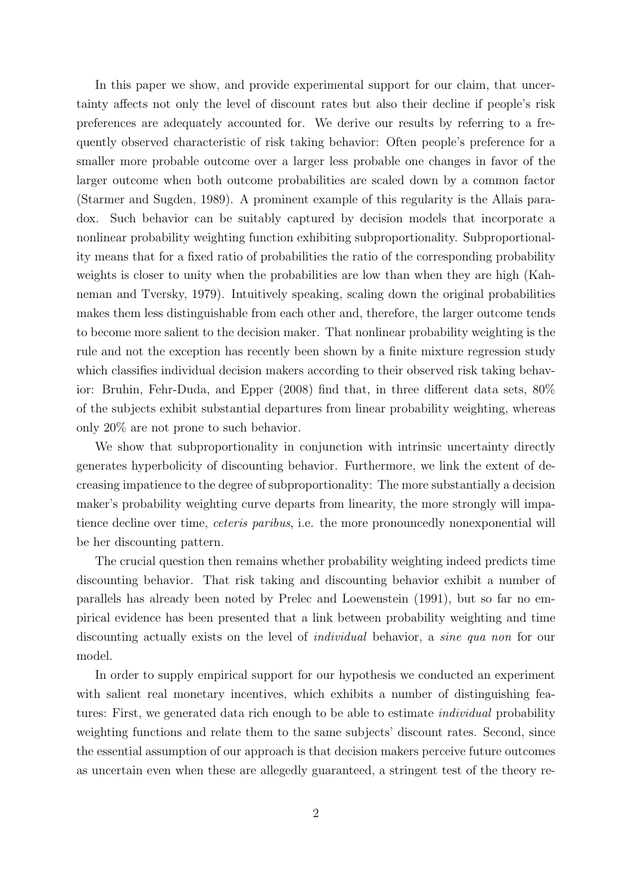In this paper we show, and provide experimental support for our claim, that uncertainty affects not only the level of discount rates but also their decline if people's risk preferences are adequately accounted for. We derive our results by referring to a frequently observed characteristic of risk taking behavior: Often people's preference for a smaller more probable outcome over a larger less probable one changes in favor of the larger outcome when both outcome probabilities are scaled down by a common factor (Starmer and Sugden, 1989). A prominent example of this regularity is the Allais paradox. Such behavior can be suitably captured by decision models that incorporate a nonlinear probability weighting function exhibiting subproportionality. Subproportionality means that for a fixed ratio of probabilities the ratio of the corresponding probability weights is closer to unity when the probabilities are low than when they are high (Kahneman and Tversky, 1979). Intuitively speaking, scaling down the original probabilities makes them less distinguishable from each other and, therefore, the larger outcome tends to become more salient to the decision maker. That nonlinear probability weighting is the rule and not the exception has recently been shown by a finite mixture regression study which classifies individual decision makers according to their observed risk taking behavior: Bruhin, Fehr-Duda, and Epper (2008) find that, in three different data sets, 80% of the subjects exhibit substantial departures from linear probability weighting, whereas only 20% are not prone to such behavior.

We show that subproportionality in conjunction with intrinsic uncertainty directly generates hyperbolicity of discounting behavior. Furthermore, we link the extent of decreasing impatience to the degree of subproportionality: The more substantially a decision maker's probability weighting curve departs from linearity, the more strongly will impatience decline over time, *ceteris paribus*, i.e. the more pronouncedly nonexponential will be her discounting pattern.

The crucial question then remains whether probability weighting indeed predicts time discounting behavior. That risk taking and discounting behavior exhibit a number of parallels has already been noted by Prelec and Loewenstein (1991), but so far no empirical evidence has been presented that a link between probability weighting and time discounting actually exists on the level of *individual* behavior, a *sine qua non* for our model.

In order to supply empirical support for our hypothesis we conducted an experiment with salient real monetary incentives, which exhibits a number of distinguishing features: First, we generated data rich enough to be able to estimate *individual* probability weighting functions and relate them to the same subjects' discount rates. Second, since the essential assumption of our approach is that decision makers perceive future outcomes as uncertain even when these are allegedly guaranteed, a stringent test of the theory re-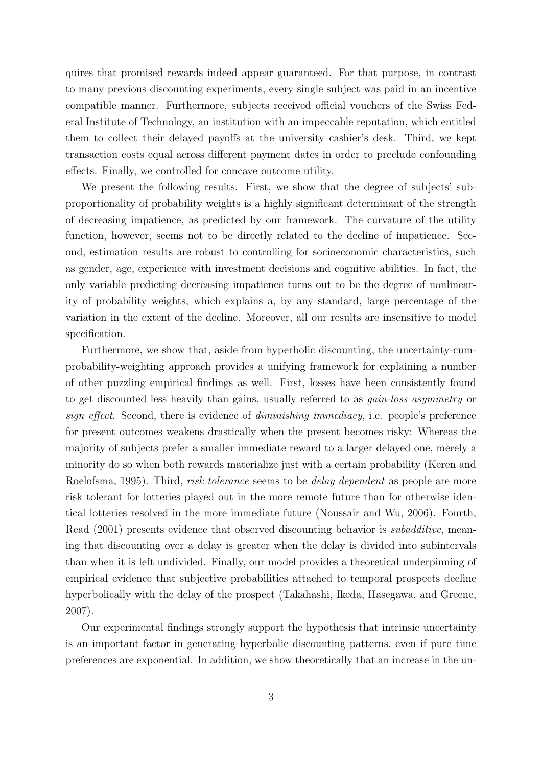quires that promised rewards indeed appear guaranteed. For that purpose, in contrast to many previous discounting experiments, every single subject was paid in an incentive compatible manner. Furthermore, subjects received official vouchers of the Swiss Federal Institute of Technology, an institution with an impeccable reputation, which entitled them to collect their delayed payoffs at the university cashier's desk. Third, we kept transaction costs equal across different payment dates in order to preclude confounding effects. Finally, we controlled for concave outcome utility.

We present the following results. First, we show that the degree of subjects' subproportionality of probability weights is a highly significant determinant of the strength of decreasing impatience, as predicted by our framework. The curvature of the utility function, however, seems not to be directly related to the decline of impatience. Second, estimation results are robust to controlling for socioeconomic characteristics, such as gender, age, experience with investment decisions and cognitive abilities. In fact, the only variable predicting decreasing impatience turns out to be the degree of nonlinearity of probability weights, which explains a, by any standard, large percentage of the variation in the extent of the decline. Moreover, all our results are insensitive to model specification.

Furthermore, we show that, aside from hyperbolic discounting, the uncertainty-cum-probability-weighting approach provides a unifying framework for explaining a number of other puzzling empirical findings as well. First, losses have been consistently found to get discounted less heavily than gains, usually referred to as *gain-loss asymmetry* or *sign effect*. Second, there is evidence of *diminishing immediacy*, i.e. people's preference for present outcomes weakens drastically when the present becomes risky: Whereas the majority of subjects prefer a smaller immediate reward to a larger delayed one, merely a minority do so when both rewards materialize just with a certain probability (Keren and Roelofsma, 1995). Third, *risk tolerance* seems to be *delay dependent* as people are more risk tolerant for lotteries played out in the more remote future than for otherwise identical lotteries resolved in the more immediate future (Noussair and Wu, 2006). Fourth, Read (2001) presents evidence that observed discounting behavior is *subadditive*, meaning that discounting over a delay is greater when the delay is divided into subintervals than when it is left undivided. Finally, our model provides a theoretical underpinning of empirical evidence that subjective probabilities attached to temporal prospects decline hyperbolically with the delay of the prospect (Takahashi, Ikeda, Hasegawa, and Greene, 2007).

Our experimental findings strongly support the hypothesis that intrinsic uncertainty is an important factor in generating hyperbolic discounting patterns, even if pure time preferences are exponential. In addition, we show theoretically that an increase in the un-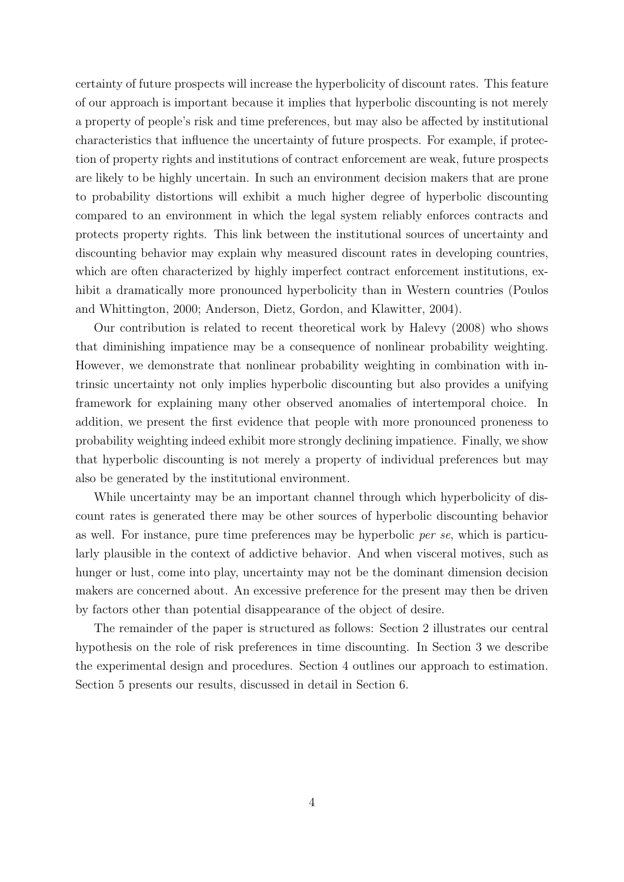certainty of future prospects will increase the hyperbolicity of discount rates. This feature of our approach is important because it implies that hyperbolic discounting is not merely a property of people's risk and time preferences, but may also be affected by institutional characteristics that influence the uncertainty of future prospects. For example, if protection of property rights and institutions of contract enforcement are weak, future prospects are likely to be highly uncertain. In such an environment decision makers that are prone to probability distortions will exhibit a much higher degree of hyperbolic discounting compared to an environment in which the legal system reliably enforces contracts and protects property rights. This link between the institutional sources of uncertainty and discounting behavior may explain why measured discount rates in developing countries, which are often characterized by highly imperfect contract enforcement institutions, exhibit a dramatically more pronounced hyperbolicity than in Western countries (Poulos and Whittington, 2000; Anderson, Dietz, Gordon, and Klawitter, 2004).

Our contribution is related to recent theoretical work by Halevy (2008) who shows that diminishing impatience may be a consequence of nonlinear probability weighting. However, we demonstrate that nonlinear probability weighting in combination with intrinsic uncertainty not only implies hyperbolic discounting but also provides a unifying framework for explaining many other observed anomalies of intertemporal choice. In addition, we present the first evidence that people with more pronounced proneness to probability weighting indeed exhibit more strongly declining impatience. Finally, we show that hyperbolic discounting is not merely a property of individual preferences but may also be generated by the institutional environment.

While uncertainty may be an important channel through which hyperbolicity of discount rates is generated there may be other sources of hyperbolic discounting behavior as well. For instance, pure time preferences may be hyperbolic *per se*, which is particularly plausible in the context of addictive behavior. And when visceral motives, such as hunger or lust, come into play, uncertainty may not be the dominant dimension decision makers are concerned about. An excessive preference for the present may then be driven by factors other than potential disappearance of the object of desire.

The remainder of the paper is structured as follows: Section 2 illustrates our central hypothesis on the role of risk preferences in time discounting. In Section 3 we describe the experimental design and procedures. Section 4 outlines our approach to estimation. Section 5 presents our results, discussed in detail in Section 6.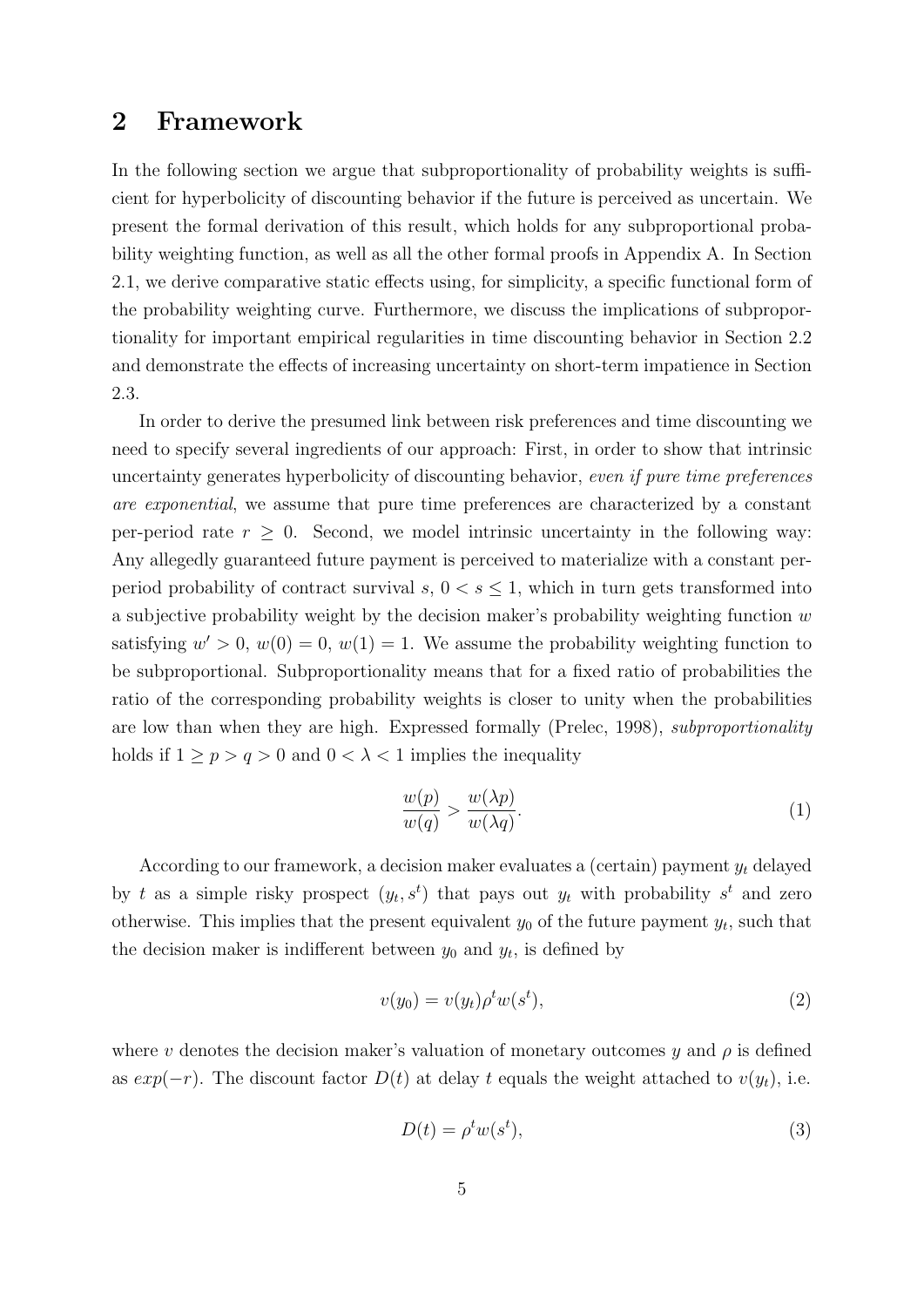## 2 Framework

In the following section we argue that subproportionality of probability weights is sufficient for hyperbolicity of discounting behavior if the future is perceived as uncertain. We present the formal derivation of this result, which holds for any subproportional probability weighting function, as well as all the other formal proofs in Appendix A. In Section 2.1, we derive comparative static effects using, for simplicity, a specific functional form of the probability weighting curve. Furthermore, we discuss the implications of subproportionality for important empirical regularities in time discounting behavior in Section 2.2 and demonstrate the effects of increasing uncertainty on short-term impatience in Section 2.3.

In order to derive the presumed link between risk preferences and time discounting we need to specify several ingredients of our approach: First, in order to show that intrinsic uncertainty generates hyperbolicity of discounting behavior, *even if pure time preferences are exponential*, we assume that pure time preferences are characterized by a constant per-period rate $r \geq 0$. Second, we model intrinsic uncertainty in the following way: Any allegedly guaranteed future payment is perceived to materialize with a constant per-period probability of contract survival $s$, $0 < s \leq 1$, which in turn gets transformed into a subjective probability weight by the decision maker's probability weighting function $w$ satisfying $w' > 0$, $w(0) = 0$, $w(1) = 1$. We assume the probability weighting function to be subproportional. Subproportionality means that for a fixed ratio of probabilities the ratio of the corresponding probability weights is closer to unity when the probabilities are low than when they are high. Expressed formally (Prelec, 1998), *subproportionality* holds if $1 \geq p > q > 0$ and $0 < \lambda < 1$ implies the inequality

$$\frac{w(p)}{w(q)} > \frac{w(\lambda p)}{w(\lambda q)}. \tag{1}$$

According to our framework, a decision maker evaluates a (certain) payment $y_t$ delayed by $t$ as a simple risky prospect $(y_t, s^t)$ that pays out $y_t$ with probability $s^t$ and zero otherwise. This implies that the present equivalent $y_0$ of the future payment $y_t$, such that the decision maker is indifferent between $y_0$ and $y_t$, is defined by

$$v(y_0) = v(y_t)\rho^t w(s^t), \tag{2}$$

where $v$ denotes the decision maker's valuation of monetary outcomes $y$ and $\rho$ is defined as $exp(-r)$. The discount factor $D(t)$ at delay $t$ equals the weight attached to $v(y_t)$, i.e.

$$D(t) = \rho^t w(s^t), \tag{3}$$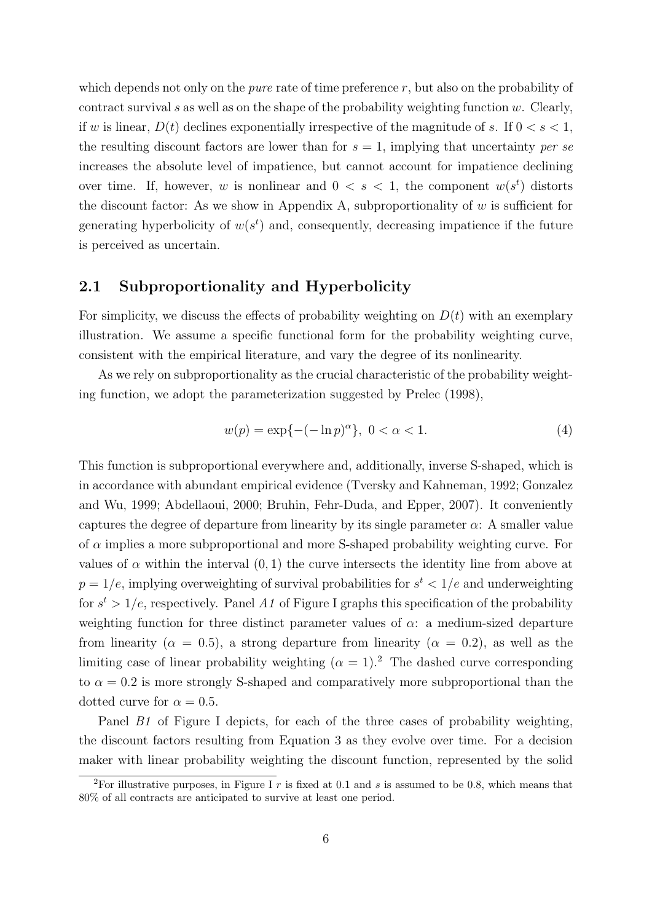which depends not only on the *pure* rate of time preference $r$, but also on the probability of contract survival $s$ as well as on the shape of the probability weighting function $w$. Clearly, if $w$ is linear, $D(t)$ declines exponentially irrespective of the magnitude of $s$. If $0 < s < 1$, the resulting discount factors are lower than for $s = 1$, implying that uncertainty *per se* increases the absolute level of impatience, but cannot account for impatience declining over time. If, however, $w$ is nonlinear and $0 < s < 1$, the component $w(s^t)$ distorts the discount factor: As we show in Appendix A, subproportionality of $w$ is sufficient for generating hyperbolicity of $w(s^t)$ and, consequently, decreasing impatience if the future is perceived as uncertain.

## 2.1 Subproportionality and Hyperbolicity

For simplicity, we discuss the effects of probability weighting on $D(t)$ with an exemplary illustration. We assume a specific functional form for the probability weighting curve, consistent with the empirical literature, and vary the degree of its nonlinearity.

As we rely on subproportionality as the crucial characteristic of the probability weighting function, we adopt the parameterization suggested by Prelec (1998),

$$w(p) = \exp\{-(-\ln p)^{\alpha}\}, \ 0 < \alpha < 1. \tag{4}$$

This function is subproportional everywhere and, additionally, inverse S-shaped, which is in accordance with abundant empirical evidence (Tversky and Kahneman, 1992; Gonzalez and Wu, 1999; Abdellaoui, 2000; Bruhin, Fehr-Duda, and Epper, 2007). It conveniently captures the degree of departure from linearity by its single parameter $\alpha$: A smaller value of $\alpha$ implies a more subproportional and more S-shaped probability weighting curve. For values of $\alpha$ within the interval $(0, 1)$ the curve intersects the identity line from above at $p = 1/e$, implying overweighting of survival probabilities for $s^t < 1/e$ and underweighting for $s^t > 1/e$, respectively. Panel *A1* of Figure I graphs this specification of the probability weighting function for three distinct parameter values of $\alpha$: a medium-sized departure from linearity ($\alpha = 0.5$), a strong departure from linearity ($\alpha = 0.2$), as well as the limiting case of linear probability weighting ($\alpha = 1$).[2] The dashed curve corresponding to $\alpha = 0.2$ is more strongly S-shaped and comparatively more subproportional than the dotted curve for $\alpha = 0.5$.

Panel *B1* of Figure I depicts, for each of the three cases of probability weighting, the discount factors resulting from Equation 3 as they evolve over time. For a decision maker with linear probability weighting the discount function, represented by the solid

[2] For illustrative purposes, in Figure I $r$ is fixed at 0.1 and $s$ is assumed to be 0.8, which means that 80% of all contracts are anticipated to survive at least one period.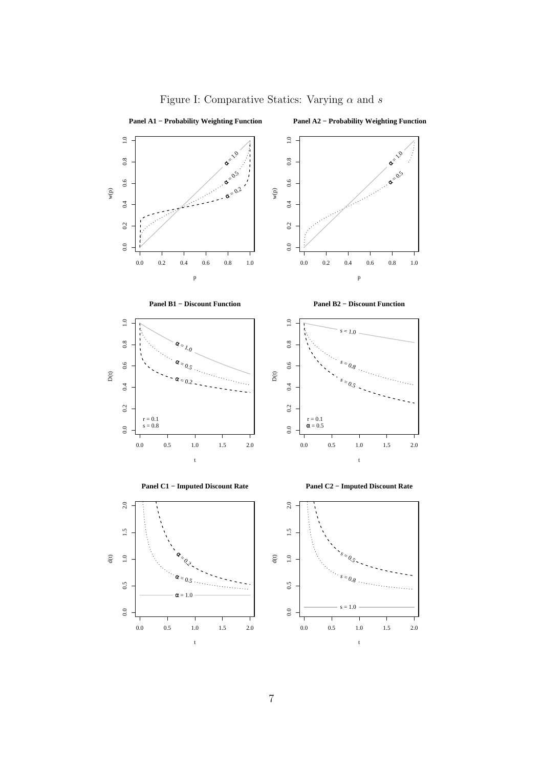Figure I: Comparative Statics: Varying $\alpha$ and $s$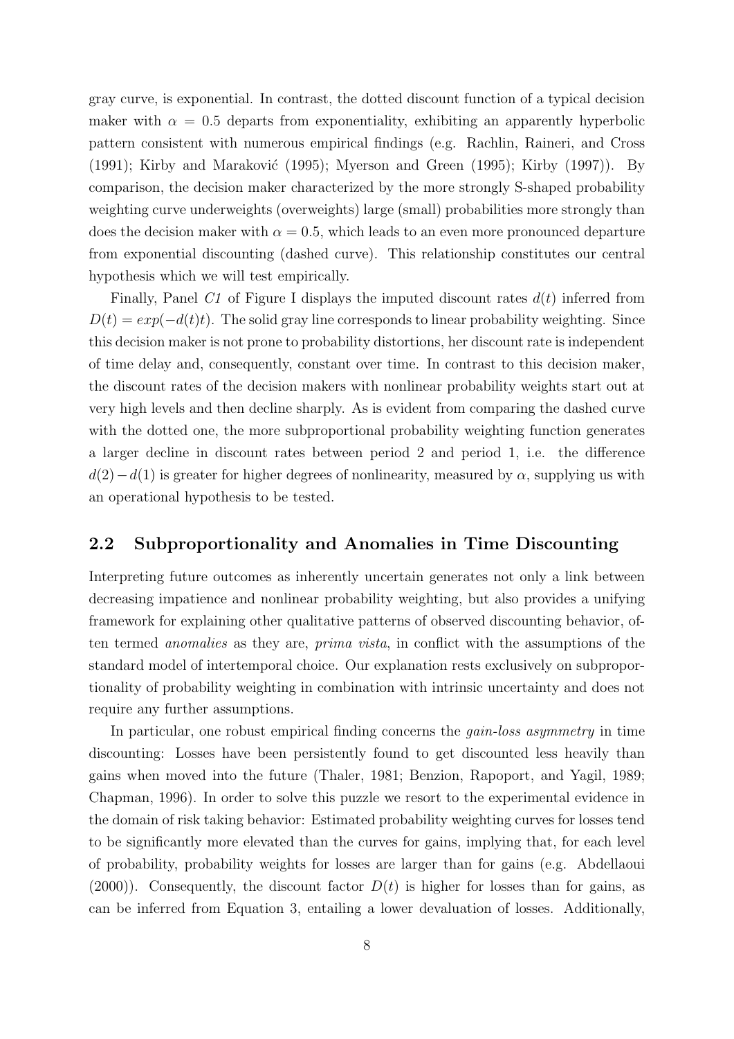gray curve, is exponential. In contrast, the dotted discount function of a typical decision maker with $\alpha = 0.5$ departs from exponentiality, exhibiting an apparently hyperbolic pattern consistent with numerous empirical findings (e.g. Rachlin, Raineri, and Cross (1991); Kirby and Maraković (1995); Myerson and Green (1995); Kirby (1997)). By comparison, the decision maker characterized by the more strongly S-shaped probability weighting curve underweights (overweights) large (small) probabilities more strongly than does the decision maker with $\alpha = 0.5$, which leads to an even more pronounced departure from exponential discounting (dashed curve). This relationship constitutes our central hypothesis which we will test empirically.

Finally, Panel *C1* of Figure I displays the imputed discount rates $d(t)$ inferred from $D(t) = exp(-d(t)t)$. The solid gray line corresponds to linear probability weighting. Since this decision maker is not prone to probability distortions, her discount rate is independent of time delay and, consequently, constant over time. In contrast to this decision maker, the discount rates of the decision makers with nonlinear probability weights start out at very high levels and then decline sharply. As is evident from comparing the dashed curve with the dotted one, the more subproportional probability weighting function generates a larger decline in discount rates between period 2 and period 1, i.e. the difference $d(2) - d(1)$ is greater for higher degrees of nonlinearity, measured by $\alpha$, supplying us with an operational hypothesis to be tested.

## 2.2 Subproportionality and Anomalies in Time Discounting

Interpreting future outcomes as inherently uncertain generates not only a link between decreasing impatience and nonlinear probability weighting, but also provides a unifying framework for explaining other qualitative patterns of observed discounting behavior, often termed *anomalies* as they are, *prima vista*, in conflict with the assumptions of the standard model of intertemporal choice. Our explanation rests exclusively on subproportionality of probability weighting in combination with intrinsic uncertainty and does not require any further assumptions.

In particular, one robust empirical finding concerns the *gain-loss asymmetry* in time discounting: Losses have been persistently found to get discounted less heavily than gains when moved into the future (Thaler, 1981; Benzion, Rapoport, and Yagil, 1989; Chapman, 1996). In order to solve this puzzle we resort to the experimental evidence in the domain of risk taking behavior: Estimated probability weighting curves for losses tend to be significantly more elevated than the curves for gains, implying that, for each level of probability, probability weights for losses are larger than for gains (e.g. Abdellaoui (2000)). Consequently, the discount factor $D(t)$ is higher for losses than for gains, as can be inferred from Equation 3, entailing a lower devaluation of losses. Additionally,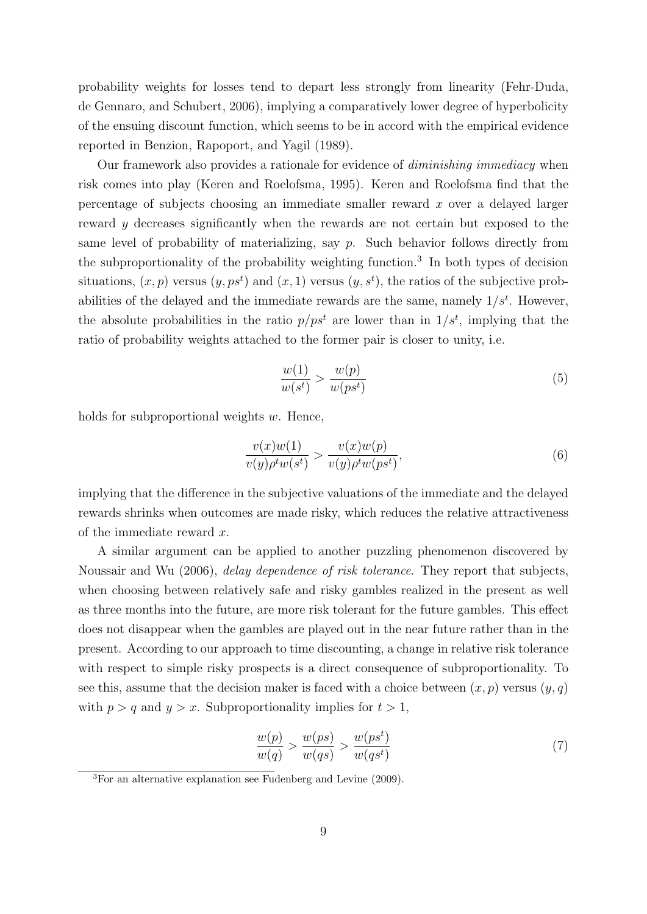probability weights for losses tend to depart less strongly from linearity (Fehr-Duda, de Gennaro, and Schubert, 2006), implying a comparatively lower degree of hyperbolicity of the ensuing discount function, which seems to be in accord with the empirical evidence reported in Benzion, Rapoport, and Yagil (1989).

Our framework also provides a rationale for evidence of *diminishing immediacy* when risk comes into play (Keren and Roelofsma, 1995). Keren and Roelofsma find that the percentage of subjects choosing an immediate smaller reward $x$ over a delayed larger reward $y$ decreases significantly when the rewards are not certain but exposed to the same level of probability of materializing, say $p$. Such behavior follows directly from the subproportionality of the probability weighting function.[3] In both types of decision situations, $(x, p)$ versus $(y, ps^t)$ and $(x, 1)$ versus $(y, s^t)$, the ratios of the subjective probabilities of the delayed and the immediate rewards are the same, namely $1/s^t$. However, the absolute probabilities in the ratio $p/ps^t$ are lower than in $1/s^t$, implying that the ratio of probability weights attached to the former pair is closer to unity, i.e.

$$\frac{w(1)}{w(s^t)} > \frac{w(p)}{w(ps^t)} \tag{5}$$

holds for subproportional weights $w$. Hence,

$$\frac{v(x)w(1)}{v(y)\rho^t w(s^t)} > \frac{v(x)w(p)}{v(y)\rho^t w(ps^t)}, \tag{6}$$

implying that the difference in the subjective valuations of the immediate and the delayed rewards shrinks when outcomes are made risky, which reduces the relative attractiveness of the immediate reward $x$.

A similar argument can be applied to another puzzling phenomenon discovered by Noussair and Wu (2006), *delay dependence of risk tolerance*. They report that subjects, when choosing between relatively safe and risky gambles realized in the present as well as three months into the future, are more risk tolerant for the future gambles. This effect does not disappear when the gambles are played out in the near future rather than in the present. According to our approach to time discounting, a change in relative risk tolerance with respect to simple risky prospects is a direct consequence of subproportionality. To see this, assume that the decision maker is faced with a choice between $(x, p)$ versus $(y, q)$ with $p > q$ and $y > x$. Subproportionality implies for $t > 1$,

$$\frac{w(p)}{w(q)} > \frac{w(ps)}{w(qs)} > \frac{w(ps^t)}{w(qs^t)} \tag{7}$$

[3] For an alternative explanation see Fudenberg and Levine (2009).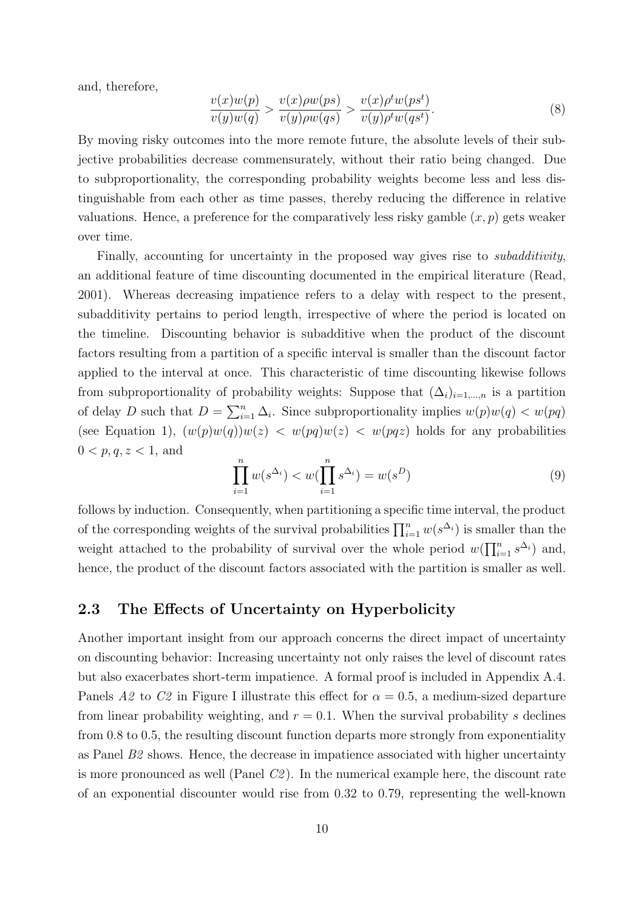and, therefore,

$$\frac{v(x)w(p)}{v(y)w(q)} > \frac{v(x)\rho w(ps)}{v(y)\rho w(qs)} > \frac{v(x)\rho^t w(ps^t)}{v(y)\rho^t w(qs^t)}. \tag{8}$$

By moving risky outcomes into the more remote future, the absolute levels of their subjective probabilities decrease commensurately, without their ratio being changed. Due to subproportionality, the corresponding probability weights become less and less distinguishable from each other as time passes, thereby reducing the difference in relative valuations. Hence, a preference for the comparatively less risky gamble $(x, p)$ gets weaker over time.

Finally, accounting for uncertainty in the proposed way gives rise to *subadditivity*, an additional feature of time discounting documented in the empirical literature (Read, 2001). Whereas decreasing impatience refers to a delay with respect to the present, subadditivity pertains to period length, irrespective of where the period is located on the timeline. Discounting behavior is subadditive when the product of the discount factors resulting from a partition of a specific interval is smaller than the discount factor applied to the interval at once. This characteristic of time discounting likewise follows from subproportionality of probability weights: Suppose that $(\Delta_i)_{i=1,\dots,n}$ is a partition of delay $D$ such that $D = \sum_{i=1}^{n} \Delta_i$. Since subproportionality implies $w(p)w(q) < w(pq)$ (see Equation 1), $(w(p)w(q))w(z) < w(pq)w(z) < w(pqz)$ holds for any probabilities $0 < p, q, z < 1$, and

$$\prod_{i=1}^{n} w(s^{\Delta_i}) < w(\prod_{i=1}^{n} s^{\Delta_i}) = w(s^D) \tag{9}$$

follows by induction. Consequently, when partitioning a specific time interval, the product of the corresponding weights of the survival probabilities $\prod_{i=1}^{n} w(s^{\Delta_i})$ is smaller than the weight attached to the probability of survival over the whole period $w(\prod_{i=1}^{n} s^{\Delta_i})$ and, hence, the product of the discount factors associated with the partition is smaller as well.

## 2.3 The Effects of Uncertainty on Hyperbolicity

Another important insight from our approach concerns the direct impact of uncertainty on discounting behavior: Increasing uncertainty not only raises the level of discount rates but also exacerbates short-term impatience. A formal proof is included in Appendix A.4. Panels *A2* to *C2* in Figure I illustrate this effect for $\alpha = 0.5$, a medium-sized departure from linear probability weighting, and $r = 0.1$. When the survival probability $s$ declines from 0.8 to 0.5, the resulting discount function departs more strongly from exponentiality as Panel *B2* shows. Hence, the decrease in impatience associated with higher uncertainty is more pronounced as well (Panel *C2*). In the numerical example here, the discount rate of an exponential discounter would rise from 0.32 to 0.79, representing the well-known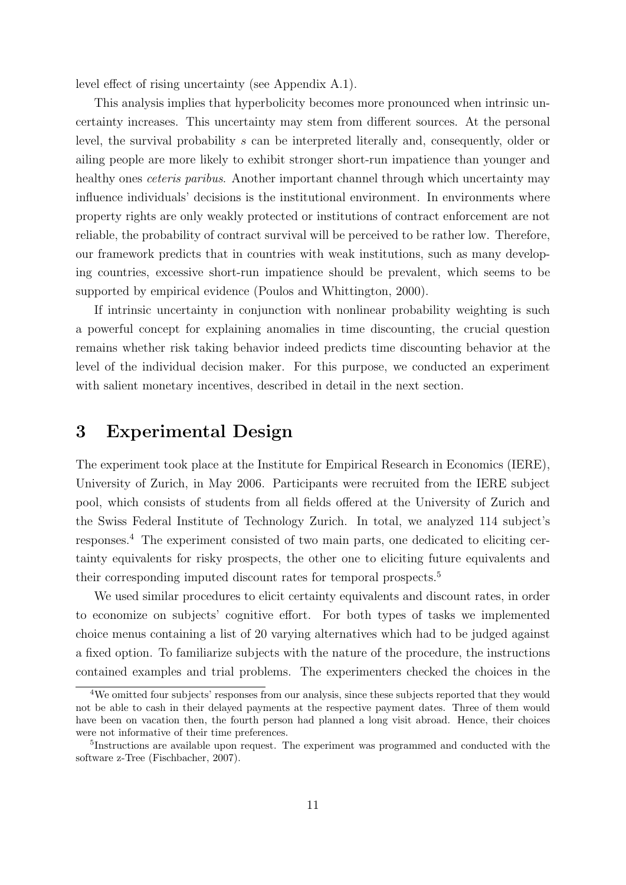level effect of rising uncertainty (see Appendix A.1).

This analysis implies that hyperbolicity becomes more pronounced when intrinsic uncertainty increases. This uncertainty may stem from different sources. At the personal level, the survival probability $s$ can be interpreted literally and, consequently, older or ailing people are more likely to exhibit stronger short-run impatience than younger and healthy ones *ceteris paribus*. Another important channel through which uncertainty may influence individuals' decisions is the institutional environment. In environments where property rights are only weakly protected or institutions of contract enforcement are not reliable, the probability of contract survival will be perceived to be rather low. Therefore, our framework predicts that in countries with weak institutions, such as many developing countries, excessive short-run impatience should be prevalent, which seems to be supported by empirical evidence (Poulos and Whittington, 2000).

If intrinsic uncertainty in conjunction with nonlinear probability weighting is such a powerful concept for explaining anomalies in time discounting, the crucial question remains whether risk taking behavior indeed predicts time discounting behavior at the level of the individual decision maker. For this purpose, we conducted an experiment with salient monetary incentives, described in detail in the next section.

# 3 Experimental Design

The experiment took place at the Institute for Empirical Research in Economics (IERE), University of Zurich, in May 2006. Participants were recruited from the IERE subject pool, which consists of students from all fields offered at the University of Zurich and the Swiss Federal Institute of Technology Zurich. In total, we analyzed 114 subject's responses.[4] The experiment consisted of two main parts, one dedicated to eliciting certainty equivalents for risky prospects, the other one to eliciting future equivalents and their corresponding imputed discount rates for temporal prospects.[5]

We used similar procedures to elicit certainty equivalents and discount rates, in order to economize on subjects' cognitive effort. For both types of tasks we implemented choice menus containing a list of 20 varying alternatives which had to be judged against a fixed option. To familiarize subjects with the nature of the procedure, the instructions contained examples and trial problems. The experimenters checked the choices in the

[4] We omitted four subjects' responses from our analysis, since these subjects reported that they would not be able to cash in their delayed payments at the respective payment dates. Three of them would have been on vacation then, the fourth person had planned a long visit abroad. Hence, their choices were not informative of their time preferences.

[5] Instructions are available upon request. The experiment was programmed and conducted with the software z-Tree (Fischbacher, 2007).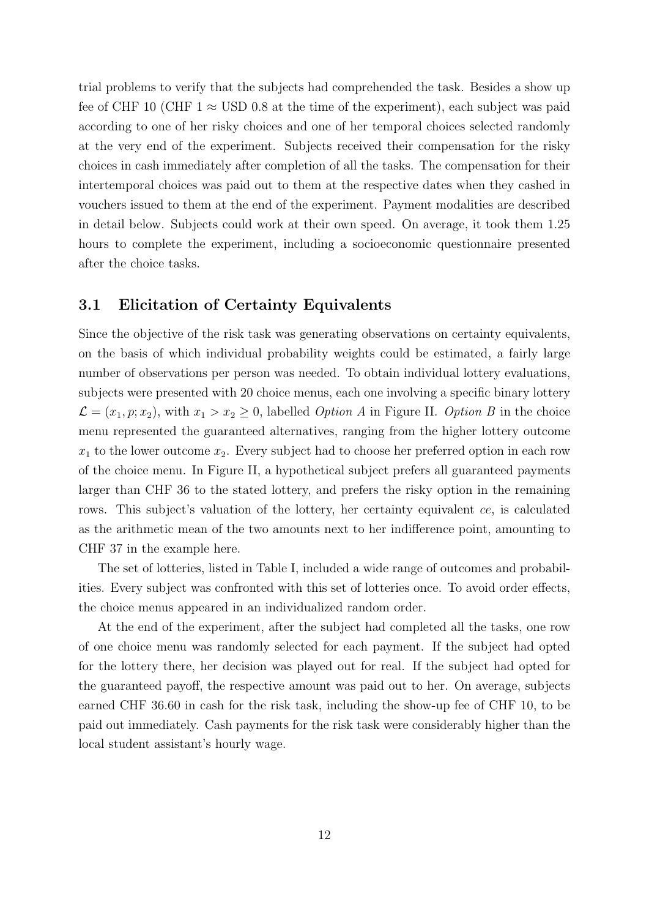trial problems to verify that the subjects had comprehended the task. Besides a show up fee of CHF 10 (CHF 1 $\approx$ USD 0.8 at the time of the experiment), each subject was paid according to one of her risky choices and one of her temporal choices selected randomly at the very end of the experiment. Subjects received their compensation for the risky choices in cash immediately after completion of all the tasks. The compensation for their intertemporal choices was paid out to them at the respective dates when they cashed in vouchers issued to them at the end of the experiment. Payment modalities are described in detail below. Subjects could work at their own speed. On average, it took them 1.25 hours to complete the experiment, including a socioeconomic questionnaire presented after the choice tasks.

## 3.1 Elicitation of Certainty Equivalents

Since the objective of the risk task was generating observations on certainty equivalents, on the basis of which individual probability weights could be estimated, a fairly large number of observations per person was needed. To obtain individual lottery evaluations, subjects were presented with 20 choice menus, each one involving a specific binary lottery $\mathcal{L} = (x_1, p; x_2)$, with $x_1 > x_2 \geq 0$, labelled *Option A* in Figure II. *Option B* in the choice menu represented the guaranteed alternatives, ranging from the higher lottery outcome $x_1$ to the lower outcome $x_2$. Every subject had to choose her preferred option in each row of the choice menu. In Figure II, a hypothetical subject prefers all guaranteed payments larger than CHF 36 to the stated lottery, and prefers the risky option in the remaining rows. This subject's valuation of the lottery, her certainty equivalent $ce$, is calculated as the arithmetic mean of the two amounts next to her indifference point, amounting to CHF 37 in the example here.

The set of lotteries, listed in Table I, included a wide range of outcomes and probabilities. Every subject was confronted with this set of lotteries once. To avoid order effects, the choice menus appeared in an individualized random order.

At the end of the experiment, after the subject had completed all the tasks, one row of one choice menu was randomly selected for each payment. If the subject had opted for the lottery there, her decision was played out for real. If the subject had opted for the guaranteed payoff, the respective amount was paid out to her. On average, subjects earned CHF 36.60 in cash for the risk task, including the show-up fee of CHF 10, to be paid out immediately. Cash payments for the risk task were considerably higher than the local student assistant's hourly wage.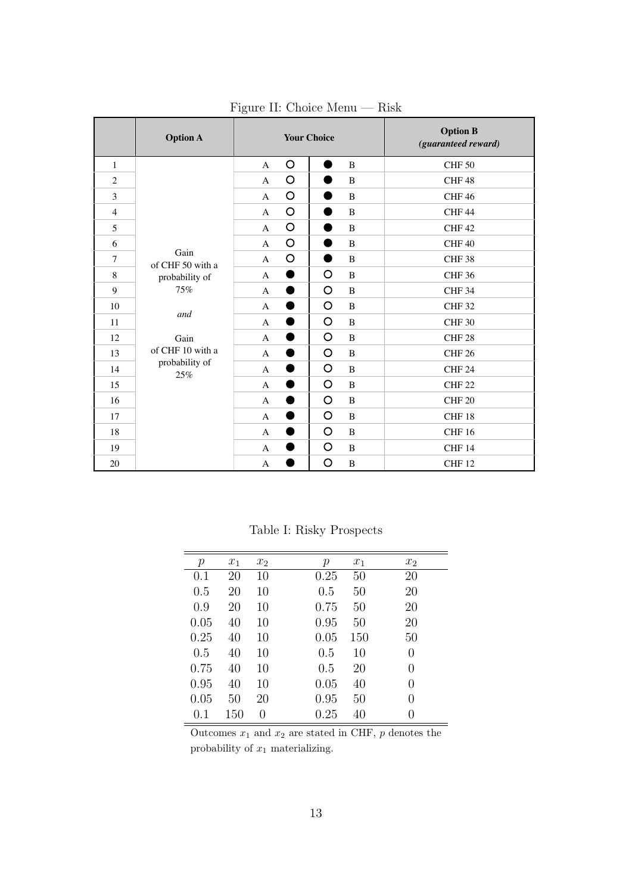Figure II: Choice Menu — Risk

|  | **Option A** | **Your Choice** | | **Option B** *(guaranteed reward)* |
|---|---|---|---|---|
| 1 | Gain of CHF 50 with a probability of 75% *and* Gain of CHF 10 with a probability of 25% | A ○ | ● B | CHF 50 |
| 2 | | A ○ | ● B | CHF 48 |
| 3 | | A ○ | ● B | CHF 46 |
| 4 | | A ○ | ● B | CHF 44 |
| 5 | | A ○ | ● B | CHF 42 |
| 6 | | A ○ | ● B | CHF 40 |
| 7 | | A ○ | ● B | CHF 38 |
| 8 | | A ● | ○ B | CHF 36 |
| 9 | | A ● | ○ B | CHF 34 |
| 10 | | A ● | ○ B | CHF 32 |
| 11 | | A ● | ○ B | CHF 30 |
| 12 | | A ● | ○ B | CHF 28 |
| 13 | | A ● | ○ B | CHF 26 |
| 14 | | A ● | ○ B | CHF 24 |
| 15 | | A ● | ○ B | CHF 22 |
| 16 | | A ● | ○ B | CHF 20 |
| 17 | | A ● | ○ B | CHF 18 |
| 18 | | A ● | ○ B | CHF 16 |
| 19 | | A ● | ○ B | CHF 14 |
| 20 | | A ● | ○ B | CHF 12 |

Table I: Risky Prospects

| $p$ | $x_1$ | $x_2$ | $p$ | $x_1$ | $x_2$ |
|---|---|---|---|---|---|
| 0.1 | 20 | 10 | 0.25 | 50 | 20 |
| 0.5 | 20 | 10 | 0.5 | 50 | 20 |
| 0.9 | 20 | 10 | 0.75 | 50 | 20 |
| 0.05 | 40 | 10 | 0.95 | 50 | 20 |
| 0.25 | 40 | 10 | 0.05 | 150 | 50 |
| 0.5 | 40 | 10 | 0.5 | 10 | 0 |
| 0.75 | 40 | 10 | 0.5 | 20 | 0 |
| 0.95 | 40 | 10 | 0.05 | 40 | 0 |
| 0.05 | 50 | 20 | 0.95 | 50 | 0 |
| 0.1 | 150 | 0 | 0.25 | 40 | 0 |

Outcomes $x_1$ and $x_2$ are stated in CHF, $p$ denotes the probability of $x_1$ materializing.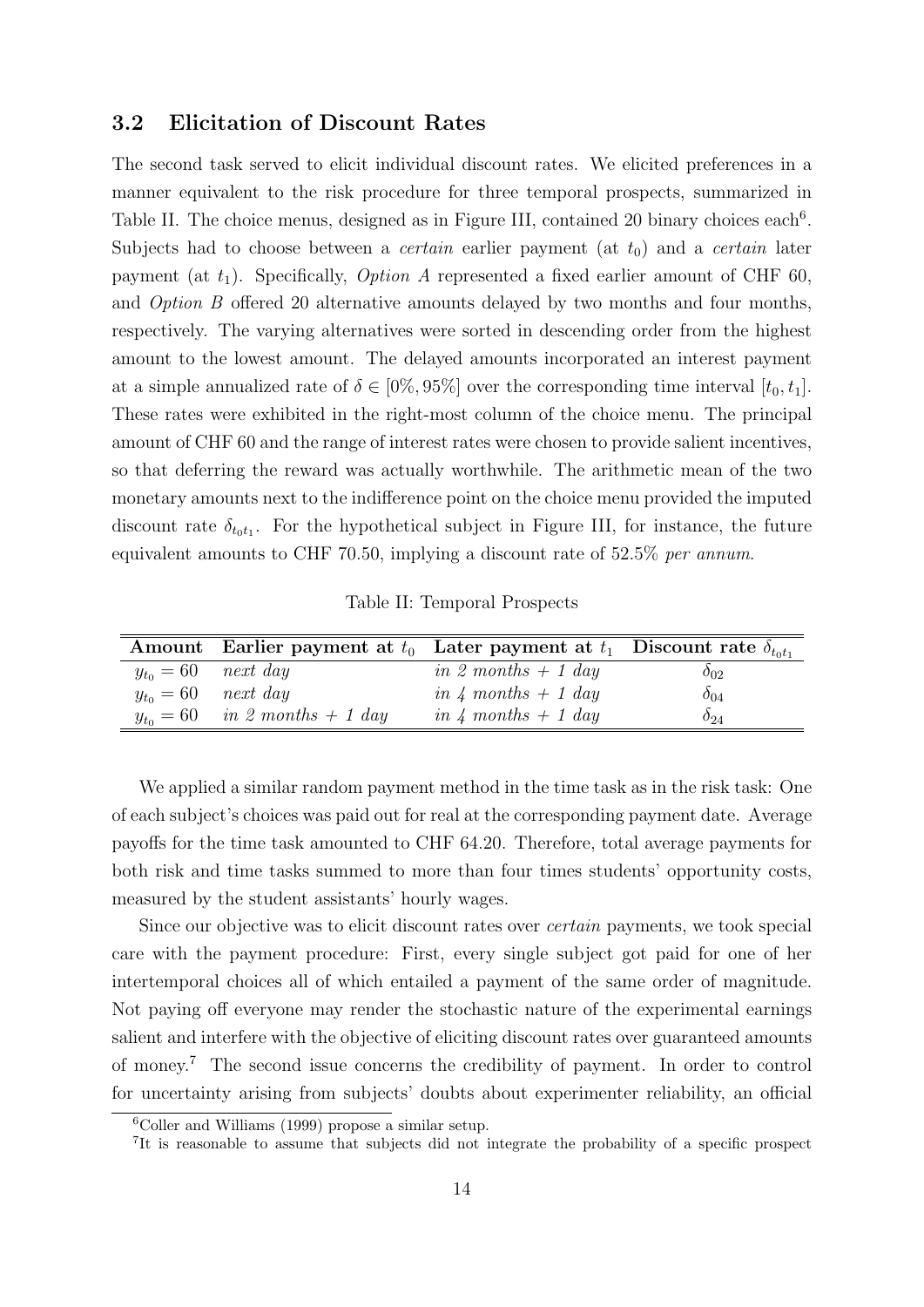### 3.2 Elicitation of Discount Rates

The second task served to elicit individual discount rates. We elicited preferences in a manner equivalent to the risk procedure for three temporal prospects, summarized in Table II. The choice menus, designed as in Figure III, contained 20 binary choices each[6]. Subjects had to choose between a *certain* earlier payment (at $t_0$) and a *certain* later payment (at $t_1$). Specifically, *Option A* represented a fixed earlier amount of CHF 60, and *Option B* offered 20 alternative amounts delayed by two months and four months, respectively. The varying alternatives were sorted in descending order from the highest amount to the lowest amount. The delayed amounts incorporated an interest payment at a simple annualized rate of $\delta \in [0\%, 95\%]$ over the corresponding time interval $[t_0, t_1]$. These rates were exhibited in the right-most column of the choice menu. The principal amount of CHF 60 and the range of interest rates were chosen to provide salient incentives, so that deferring the reward was actually worthwhile. The arithmetic mean of the two monetary amounts next to the indifference point on the choice menu provided the imputed discount rate $\delta_{t_0 t_1}$. For the hypothetical subject in Figure III, for instance, the future equivalent amounts to CHF 70.50, implying a discount rate of 52.5% *per annum*.

Table II: Temporal Prospects

| **Amount** | **Earlier payment at $t_0$** | **Later payment at $t_1$** | **Discount rate $\delta_{t_0 t_1}$** |
|---|---|---|---|
| $y_{t_0} = 60$ | *next day* | *in 2 months + 1 day* | $\delta_{02}$ |
| $y_{t_0} = 60$ | *next day* | *in 4 months + 1 day* | $\delta_{04}$ |
| $y_{t_0} = 60$ | *in 2 months + 1 day* | *in 4 months + 1 day* | $\delta_{24}$ |

We applied a similar random payment method in the time task as in the risk task: One of each subject's choices was paid out for real at the corresponding payment date. Average payoffs for the time task amounted to CHF 64.20. Therefore, total average payments for both risk and time tasks summed to more than four times students' opportunity costs, measured by the student assistants' hourly wages.

Since our objective was to elicit discount rates over *certain* payments, we took special care with the payment procedure: First, every single subject got paid for one of her intertemporal choices all of which entailed a payment of the same order of magnitude. Not paying off everyone may render the stochastic nature of the experimental earnings salient and interfere with the objective of eliciting discount rates over guaranteed amounts of money.[7] The second issue concerns the credibility of payment. In order to control for uncertainty arising from subjects' doubts about experimenter reliability, an official

[6] Coller and Williams (1999) propose a similar setup.

[7] It is reasonable to assume that subjects did not integrate the probability of a specific prospect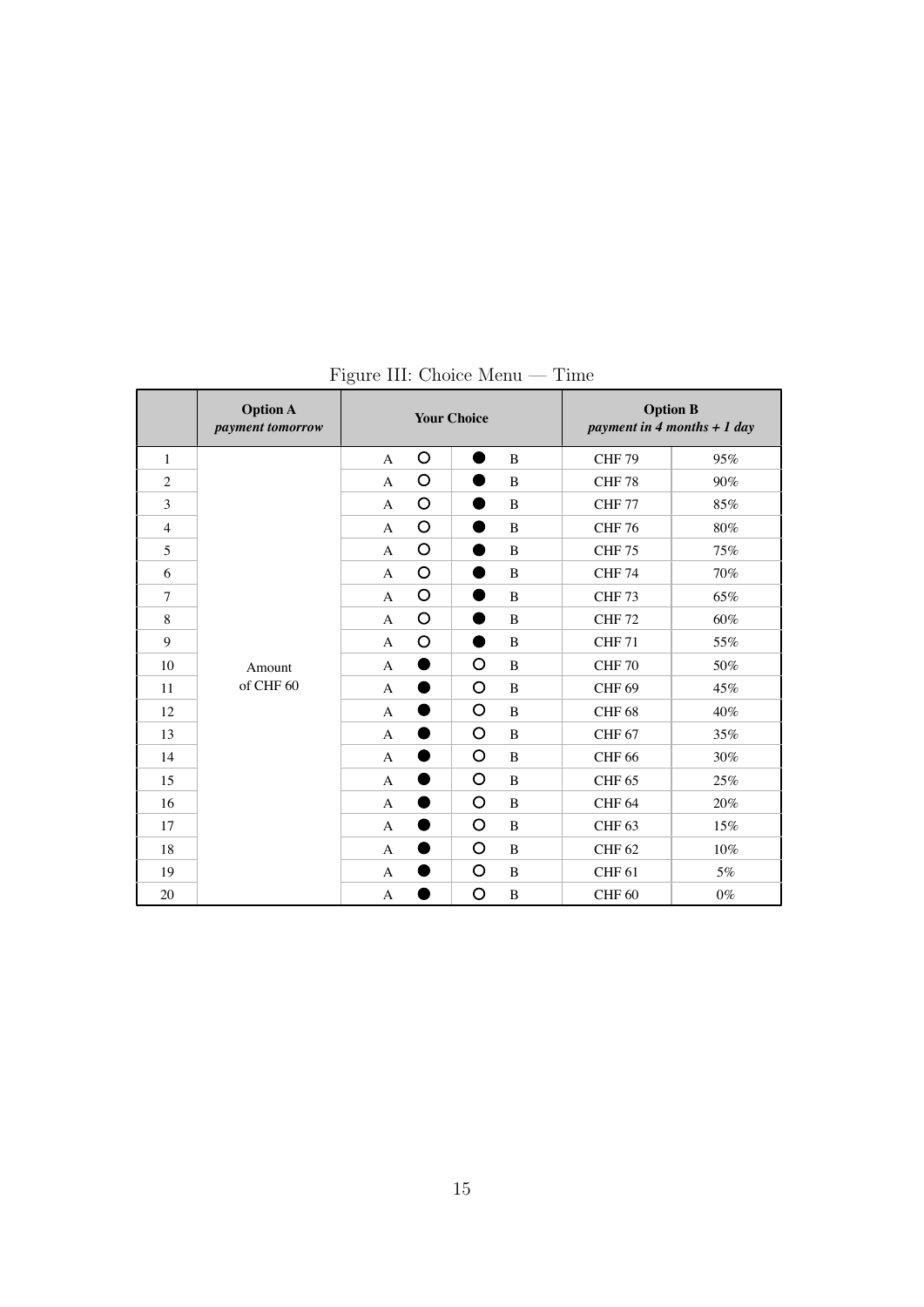Figure III: Choice Menu — Time

| | Option A *payment tomorrow* | Your Choice | | Option B *payment in 4 months + 1 day* | |
|---|---|---|---|---|---|
| 1 | Amount of CHF 60 | A ○ | ● B | CHF 79 | 95% |
| 2 | | A ○ | ● B | CHF 78 | 90% |
| 3 | | A ○ | ● B | CHF 77 | 85% |
| 4 | | A ○ | ● B | CHF 76 | 80% |
| 5 | | A ○ | ● B | CHF 75 | 75% |
| 6 | | A ○ | ● B | CHF 74 | 70% |
| 7 | | A ○ | ● B | CHF 73 | 65% |
| 8 | | A ○ | ● B | CHF 72 | 60% |
| 9 | | A ○ | ● B | CHF 71 | 55% |
| 10 | | A ● | ○ B | CHF 70 | 50% |
| 11 | | A ● | ○ B | CHF 69 | 45% |
| 12 | | A ● | ○ B | CHF 68 | 40% |
| 13 | | A ● | ○ B | CHF 67 | 35% |
| 14 | | A ● | ○ B | CHF 66 | 30% |
| 15 | | A ● | ○ B | CHF 65 | 25% |
| 16 | | A ● | ○ B | CHF 64 | 20% |
| 17 | | A ● | ○ B | CHF 63 | 15% |
| 18 | | A ● | ○ B | CHF 62 | 10% |
| 19 | | A ● | ○ B | CHF 61 | 5% |
| 20 | | A ● | ○ B | CHF 60 | 0% |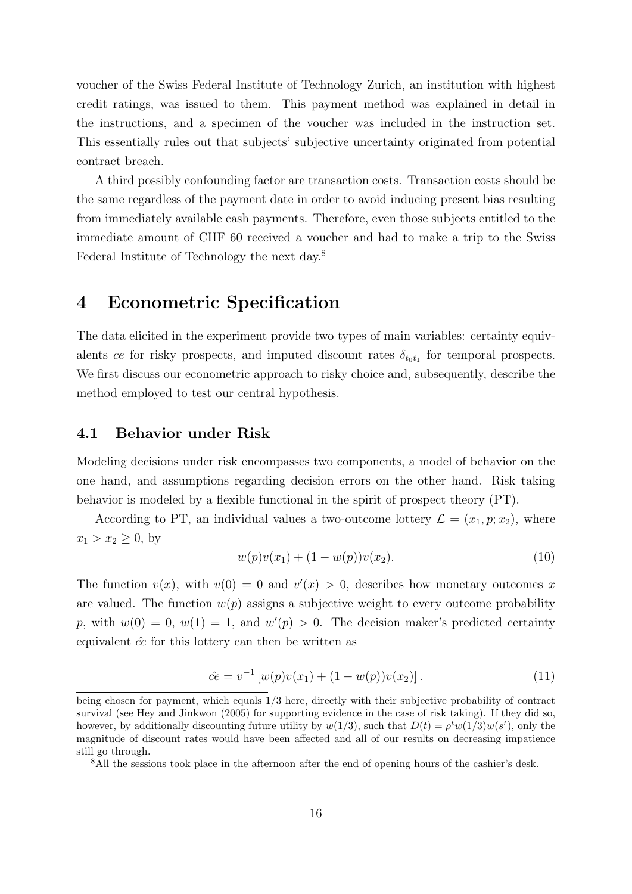voucher of the Swiss Federal Institute of Technology Zurich, an institution with highest credit ratings, was issued to them. This payment method was explained in detail in the instructions, and a specimen of the voucher was included in the instruction set. This essentially rules out that subjects' subjective uncertainty originated from potential contract breach.

A third possibly confounding factor are transaction costs. Transaction costs should be the same regardless of the payment date in order to avoid inducing present bias resulting from immediately available cash payments. Therefore, even those subjects entitled to the immediate amount of CHF 60 received a voucher and had to make a trip to the Swiss Federal Institute of Technology the next day.[8]

# 4 Econometric Specification

The data elicited in the experiment provide two types of main variables: certainty equivalents $ce$ for risky prospects, and imputed discount rates $\delta_{t_0 t_1}$ for temporal prospects. We first discuss our econometric approach to risky choice and, subsequently, describe the method employed to test our central hypothesis.

## 4.1 Behavior under Risk

Modeling decisions under risk encompasses two components, a model of behavior on the one hand, and assumptions regarding decision errors on the other hand. Risk taking behavior is modeled by a flexible functional in the spirit of prospect theory (PT).

According to PT, an individual values a two-outcome lottery $\mathcal{L} = (x_1, p; x_2)$, where $x_1 > x_2 \geq 0$, by

$$w(p)v(x_1) + (1 - w(p))v(x_2). \tag{10}$$

The function $v(x)$, with $v(0) = 0$ and $v'(x) > 0$, describes how monetary outcomes $x$ are valued. The function $w(p)$ assigns a subjective weight to every outcome probability $p$, with $w(0) = 0$, $w(1) = 1$, and $w'(p) > 0$. The decision maker's predicted certainty equivalent $\hat{ce}$ for this lottery can then be written as

$$\hat{ce} = v^{-1}\left[w(p)v(x_1) + (1 - w(p))v(x_2)\right]. \tag{11}$$

being chosen for payment, which equals 1/3 here, directly with their subjective probability of contract survival (see Hey and Jinkwon (2005) for supporting evidence in the case of risk taking). If they did so, however, by additionally discounting future utility by $w(1/3)$, such that $D(t) = \rho^t w(1/3) w(s^t)$, only the magnitude of discount rates would have been affected and all of our results on decreasing impatience still go through.

[8] All the sessions took place in the afternoon after the end of opening hours of the cashier's desk.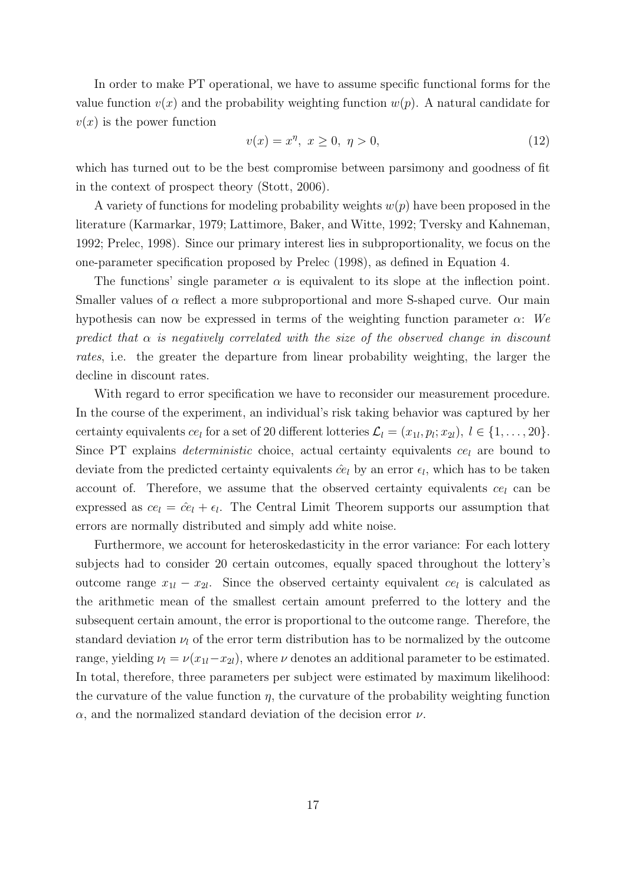In order to make PT operational, we have to assume specific functional forms for the value function $v(x)$ and the probability weighting function $w(p)$. A natural candidate for $v(x)$ is the power function

$$v(x) = x^{\eta},\ x \geq 0,\ \eta > 0, \tag{12}$$

which has turned out to be the best compromise between parsimony and goodness of fit in the context of prospect theory (Stott, 2006).

A variety of functions for modeling probability weights $w(p)$ have been proposed in the literature (Karmarkar, 1979; Lattimore, Baker, and Witte, 1992; Tversky and Kahneman, 1992; Prelec, 1998). Since our primary interest lies in subproportionality, we focus on the one-parameter specification proposed by Prelec (1998), as defined in Equation 4.

The functions' single parameter $\alpha$ is equivalent to its slope at the inflection point. Smaller values of $\alpha$ reflect a more subproportional and more S-shaped curve. Our main hypothesis can now be expressed in terms of the weighting function parameter $\alpha$: *We predict that $\alpha$ is negatively correlated with the size of the observed change in discount rates*, i.e. the greater the departure from linear probability weighting, the larger the decline in discount rates.

With regard to error specification we have to reconsider our measurement procedure. In the course of the experiment, an individual's risk taking behavior was captured by her certainty equivalents $ce_l$ for a set of 20 different lotteries $\mathcal{L}_l = (x_{1l}, p_l; x_{2l}),\ l \in \{1, \ldots, 20\}$. Since PT explains *deterministic* choice, actual certainty equivalents $ce_l$ are bound to deviate from the predicted certainty equivalents $\hat{ce}_l$ by an error $\epsilon_l$, which has to be taken account of. Therefore, we assume that the observed certainty equivalents $ce_l$ can be expressed as $ce_l = \hat{ce}_l + \epsilon_l$. The Central Limit Theorem supports our assumption that errors are normally distributed and simply add white noise.

Furthermore, we account for heteroskedasticity in the error variance: For each lottery subjects had to consider 20 certain outcomes, equally spaced throughout the lottery's outcome range $x_{1l} - x_{2l}$. Since the observed certainty equivalent $ce_l$ is calculated as the arithmetic mean of the smallest certain amount preferred to the lottery and the subsequent certain amount, the error is proportional to the outcome range. Therefore, the standard deviation $\nu_l$ of the error term distribution has to be normalized by the outcome range, yielding $\nu_l = \nu(x_{1l} - x_{2l})$, where $\nu$ denotes an additional parameter to be estimated. In total, therefore, three parameters per subject were estimated by maximum likelihood: the curvature of the value function $\eta$, the curvature of the probability weighting function $\alpha$, and the normalized standard deviation of the decision error $\nu$.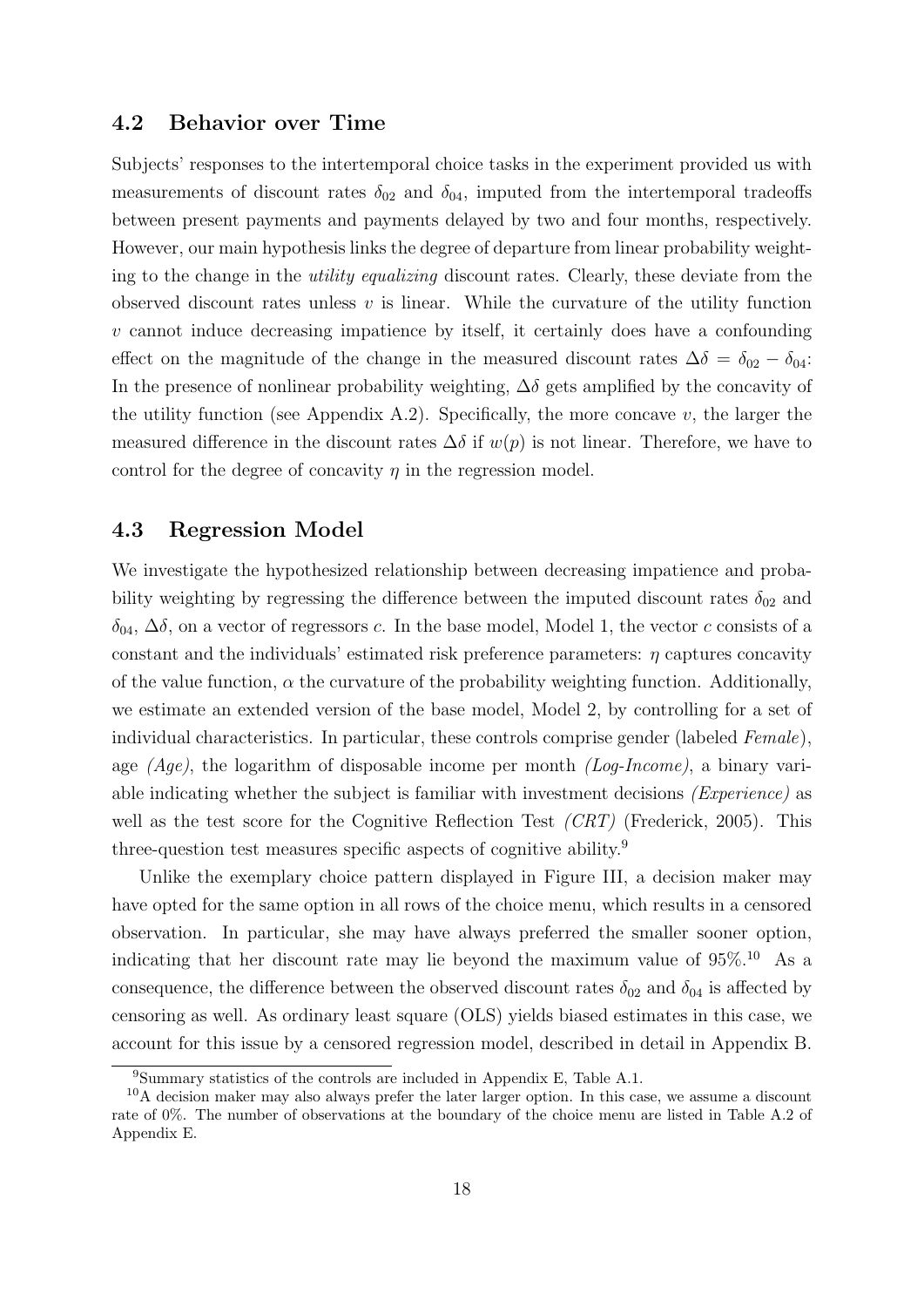## 4.2 Behavior over Time

Subjects' responses to the intertemporal choice tasks in the experiment provided us with measurements of discount rates $\delta_{02}$ and $\delta_{04}$, imputed from the intertemporal tradeoffs between present payments and payments delayed by two and four months, respectively. However, our main hypothesis links the degree of departure from linear probability weighting to the change in the *utility equalizing* discount rates. Clearly, these deviate from the observed discount rates unless $v$ is linear. While the curvature of the utility function $v$ cannot induce decreasing impatience by itself, it certainly does have a confounding effect on the magnitude of the change in the measured discount rates $\Delta\delta = \delta_{02} - \delta_{04}$: In the presence of nonlinear probability weighting, $\Delta\delta$ gets amplified by the concavity of the utility function (see Appendix A.2). Specifically, the more concave $v$, the larger the measured difference in the discount rates $\Delta\delta$ if $w(p)$ is not linear. Therefore, we have to control for the degree of concavity $\eta$ in the regression model.

## 4.3 Regression Model

We investigate the hypothesized relationship between decreasing impatience and probability weighting by regressing the difference between the imputed discount rates $\delta_{02}$ and $\delta_{04}$, $\Delta\delta$, on a vector of regressors $c$. In the base model, Model 1, the vector $c$ consists of a constant and the individuals' estimated risk preference parameters: $\eta$ captures concavity of the value function, $\alpha$ the curvature of the probability weighting function. Additionally, we estimate an extended version of the base model, Model 2, by controlling for a set of individual characteristics. In particular, these controls comprise gender (labeled *Female*), age *(Age)*, the logarithm of disposable income per month *(Log-Income)*, a binary variable indicating whether the subject is familiar with investment decisions *(Experience)* as well as the test score for the Cognitive Reflection Test *(CRT)* (Frederick, 2005). This three-question test measures specific aspects of cognitive ability.[9]

Unlike the exemplary choice pattern displayed in Figure III, a decision maker may have opted for the same option in all rows of the choice menu, which results in a censored observation. In particular, she may have always preferred the smaller sooner option, indicating that her discount rate may lie beyond the maximum value of 95%.[10] As a consequence, the difference between the observed discount rates $\delta_{02}$ and $\delta_{04}$ is affected by censoring as well. As ordinary least square (OLS) yields biased estimates in this case, we account for this issue by a censored regression model, described in detail in Appendix B.

[9] Summary statistics of the controls are included in Appendix E, Table A.1.

[10] A decision maker may also always prefer the later larger option. In this case, we assume a discount rate of 0%. The number of observations at the boundary of the choice menu are listed in Table A.2 of Appendix E.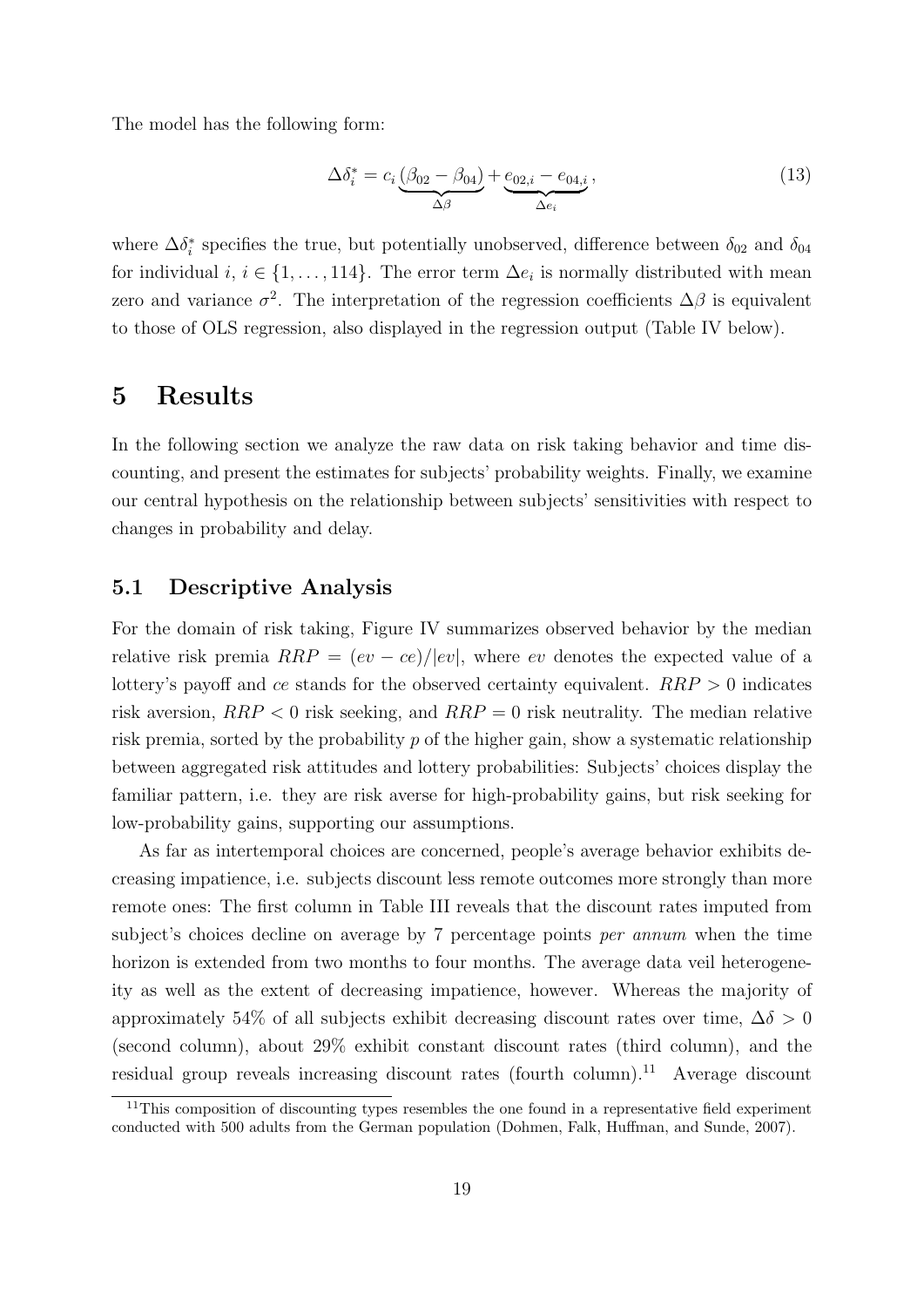The model has the following form:

$$\Delta\delta_i^* = c_i \underbrace{(\beta_{02} - \beta_{04})}_{\Delta\beta} + \underbrace{e_{02,i} - e_{04,i}}_{\Delta e_i}, \tag{13}$$

where $\Delta\delta_i^*$ specifies the true, but potentially unobserved, difference between $\delta_{02}$ and $\delta_{04}$ for individual $i$, $i \in \{1, \ldots, 114\}$. The error term $\Delta e_i$ is normally distributed with mean zero and variance $\sigma^2$. The interpretation of the regression coefficients $\Delta\beta$ is equivalent to those of OLS regression, also displayed in the regression output (Table IV below).

# 5 Results

In the following section we analyze the raw data on risk taking behavior and time discounting, and present the estimates for subjects' probability weights. Finally, we examine our central hypothesis on the relationship between subjects' sensitivities with respect to changes in probability and delay.

## 5.1 Descriptive Analysis

For the domain of risk taking, Figure IV summarizes observed behavior by the median relative risk premia $RRP = (ev - ce)/|ev|$, where $ev$ denotes the expected value of a lottery's payoff and $ce$ stands for the observed certainty equivalent. $RRP > 0$ indicates risk aversion, $RRP < 0$ risk seeking, and $RRP = 0$ risk neutrality. The median relative risk premia, sorted by the probability $p$ of the higher gain, show a systematic relationship between aggregated risk attitudes and lottery probabilities: Subjects' choices display the familiar pattern, i.e. they are risk averse for high-probability gains, but risk seeking for low-probability gains, supporting our assumptions.

As far as intertemporal choices are concerned, people's average behavior exhibits decreasing impatience, i.e. subjects discount less remote outcomes more strongly than more remote ones: The first column in Table III reveals that the discount rates imputed from subject's choices decline on average by 7 percentage points *per annum* when the time horizon is extended from two months to four months. The average data veil heterogeneity as well as the extent of decreasing impatience, however. Whereas the majority of approximately 54% of all subjects exhibit decreasing discount rates over time, $\Delta\delta > 0$ (second column), about 29% exhibit constant discount rates (third column), and the residual group reveals increasing discount rates (fourth column).[11] Average discount

[11] This composition of discounting types resembles the one found in a representative field experiment conducted with 500 adults from the German population (Dohmen, Falk, Huffman, and Sunde, 2007).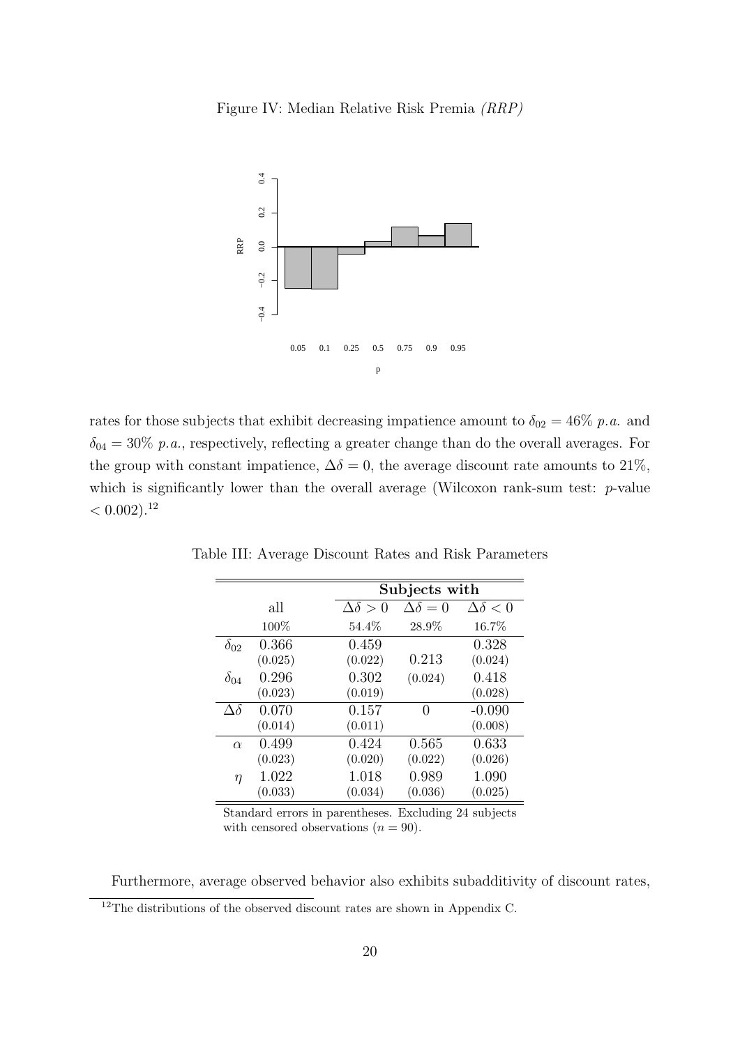Figure IV: Median Relative Risk Premia *(RRP)*

rates for those subjects that exhibit decreasing impatience amount to $\delta_{02} = 46\%$ *p.a.* and $\delta_{04} = 30\%$ *p.a.*, respectively, reflecting a greater change than do the overall averages. For the group with constant impatience, $\Delta\delta = 0$, the average discount rate amounts to 21%, which is significantly lower than the overall average (Wilcoxon rank-sum test: $p$-value $< 0.002$).[12]

Table III: Average Discount Rates and Risk Parameters

| | | **Subjects with** | | |
|---|---|---|---|---|
| | all | $\Delta\delta > 0$ | $\Delta\delta = 0$ | $\Delta\delta < 0$ |
| | 100% | 54.4% | 28.9% | 16.7% |
| $\delta_{02}$ | 0.366 | 0.459 | | 0.328 |
| | (0.025) | (0.022) | 0.213 | (0.024) |
| $\delta_{04}$ | 0.296 | 0.302 | (0.024) | 0.418 |
| | (0.023) | (0.019) | | (0.028) |
| $\Delta\delta$ | 0.070 | 0.157 | 0 | -0.090 |
| | (0.014) | (0.011) | | (0.008) |
| $\alpha$ | 0.499 | 0.424 | 0.565 | 0.633 |
| | (0.023) | (0.020) | (0.022) | (0.026) |
| $\eta$ | 1.022 | 1.018 | 0.989 | 1.090 |
| | (0.033) | (0.034) | (0.036) | (0.025) |

Standard errors in parentheses. Excluding 24 subjects with censored observations ($n = 90$).

Furthermore, average observed behavior also exhibits subadditivity of discount rates,

[12] The distributions of the observed discount rates are shown in Appendix C.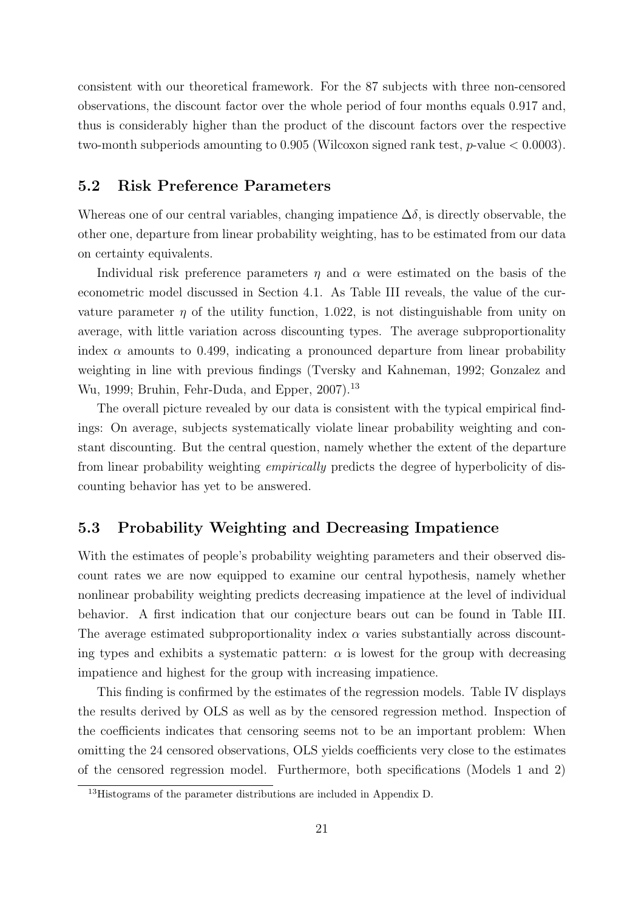consistent with our theoretical framework. For the 87 subjects with three non-censored observations, the discount factor over the whole period of four months equals 0.917 and, thus is considerably higher than the product of the discount factors over the respective two-month subperiods amounting to 0.905 (Wilcoxon signed rank test, $p$-value $< 0.0003$).

## 5.2 Risk Preference Parameters

Whereas one of our central variables, changing impatience $\Delta\delta$, is directly observable, the other one, departure from linear probability weighting, has to be estimated from our data on certainty equivalents.

Individual risk preference parameters $\eta$ and $\alpha$ were estimated on the basis of the econometric model discussed in Section 4.1. As Table III reveals, the value of the curvature parameter $\eta$ of the utility function, 1.022, is not distinguishable from unity on average, with little variation across discounting types. The average subproportionality index $\alpha$ amounts to 0.499, indicating a pronounced departure from linear probability weighting in line with previous findings (Tversky and Kahneman, 1992; Gonzalez and Wu, 1999; Bruhin, Fehr-Duda, and Epper, 2007).[13]

The overall picture revealed by our data is consistent with the typical empirical findings: On average, subjects systematically violate linear probability weighting and constant discounting. But the central question, namely whether the extent of the departure from linear probability weighting *empirically* predicts the degree of hyperbolicity of discounting behavior has yet to be answered.

## 5.3 Probability Weighting and Decreasing Impatience

With the estimates of people's probability weighting parameters and their observed discount rates we are now equipped to examine our central hypothesis, namely whether nonlinear probability weighting predicts decreasing impatience at the level of individual behavior. A first indication that our conjecture bears out can be found in Table III. The average estimated subproportionality index $\alpha$ varies substantially across discounting types and exhibits a systematic pattern: $\alpha$ is lowest for the group with decreasing impatience and highest for the group with increasing impatience.

This finding is confirmed by the estimates of the regression models. Table IV displays the results derived by OLS as well as by the censored regression method. Inspection of the coefficients indicates that censoring seems not to be an important problem: When omitting the 24 censored observations, OLS yields coefficients very close to the estimates of the censored regression model. Furthermore, both specifications (Models 1 and 2)

[13] Histograms of the parameter distributions are included in Appendix D.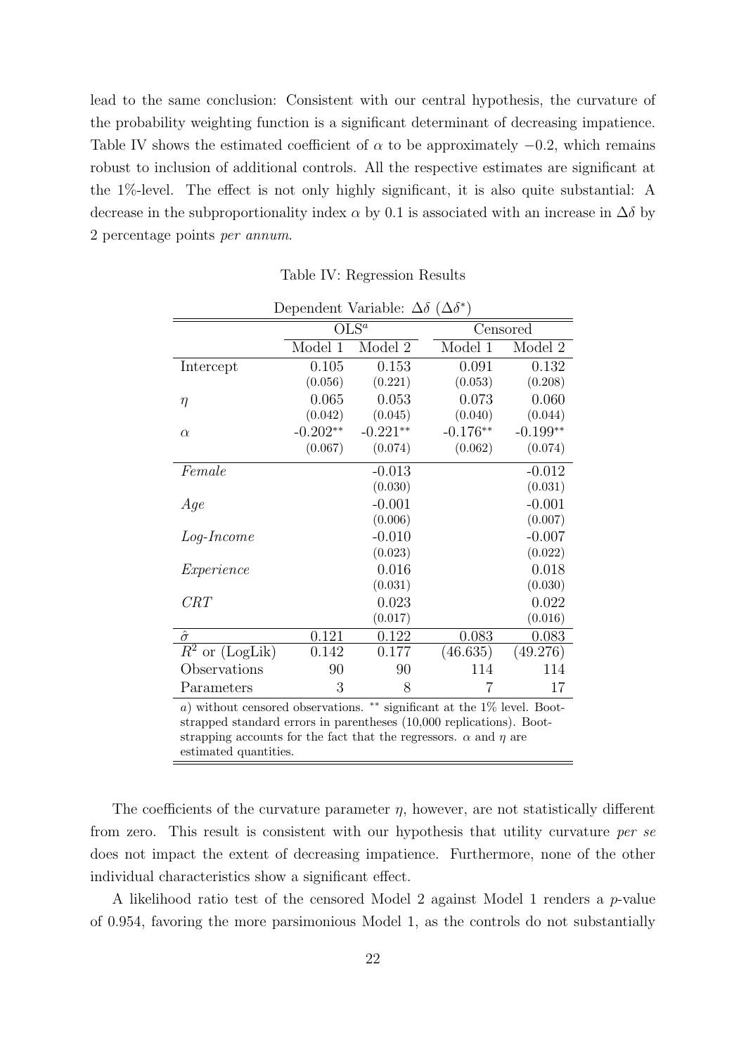lead to the same conclusion: Consistent with our central hypothesis, the curvature of the probability weighting function is a significant determinant of decreasing impatience. Table IV shows the estimated coefficient of $\alpha$ to be approximately $-0.2$, which remains robust to inclusion of additional controls. All the respective estimates are significant at the 1%-level. The effect is not only highly significant, it is also quite substantial: A decrease in the subproportionality index $\alpha$ by 0.1 is associated with an increase in $\Delta\delta$ by 2 percentage points *per annum*.

Table IV: Regression Results

Dependent Variable: $\Delta\delta$ ($\Delta\delta^*$)

| | OLS$^a$ | | Censored | |
|---|---|---|---|---|
| | Model 1 | Model 2 | Model 1 | Model 2 |
| Intercept | 0.105 | 0.153 | 0.091 | 0.132 |
| | (0.056) | (0.221) | (0.053) | (0.208) |
| $\eta$ | 0.065 | 0.053 | 0.073 | 0.060 |
| | (0.042) | (0.045) | (0.040) | (0.044) |
| $\alpha$ | -0.202** | -0.221** | -0.176** | -0.199** |
| | (0.067) | (0.074) | (0.062) | (0.074) |
| *Female* | | -0.013 | | -0.012 |
| | | (0.030) | | (0.031) |
| *Age* | | -0.001 | | -0.001 |
| | | (0.006) | | (0.007) |
| *Log-Income* | | -0.010 | | -0.007 |
| | | (0.023) | | (0.022) |
| *Experience* | | 0.016 | | 0.018 |
| | | (0.031) | | (0.030) |
| *CRT* | | 0.023 | | 0.022 |
| | | (0.017) | | (0.016) |
| $\hat{\sigma}$ | 0.121 | 0.122 | 0.083 | 0.083 |
| $R^2$ or (LogLik) | 0.142 | 0.177 | (46.635) | (49.276) |
| Observations | 90 | 90 | 114 | 114 |
| Parameters | 3 | 8 | 7 | 17 |

*a*) without censored observations. ** significant at the 1% level. Bootstrapped standard errors in parentheses (10,000 replications). Bootstrapping accounts for the fact that the regressors. $\alpha$ and $\eta$ are estimated quantities.

The coefficients of the curvature parameter $\eta$, however, are not statistically different from zero. This result is consistent with our hypothesis that utility curvature *per se* does not impact the extent of decreasing impatience. Furthermore, none of the other individual characteristics show a significant effect.

A likelihood ratio test of the censored Model 2 against Model 1 renders a $p$-value of 0.954, favoring the more parsimonious Model 1, as the controls do not substantially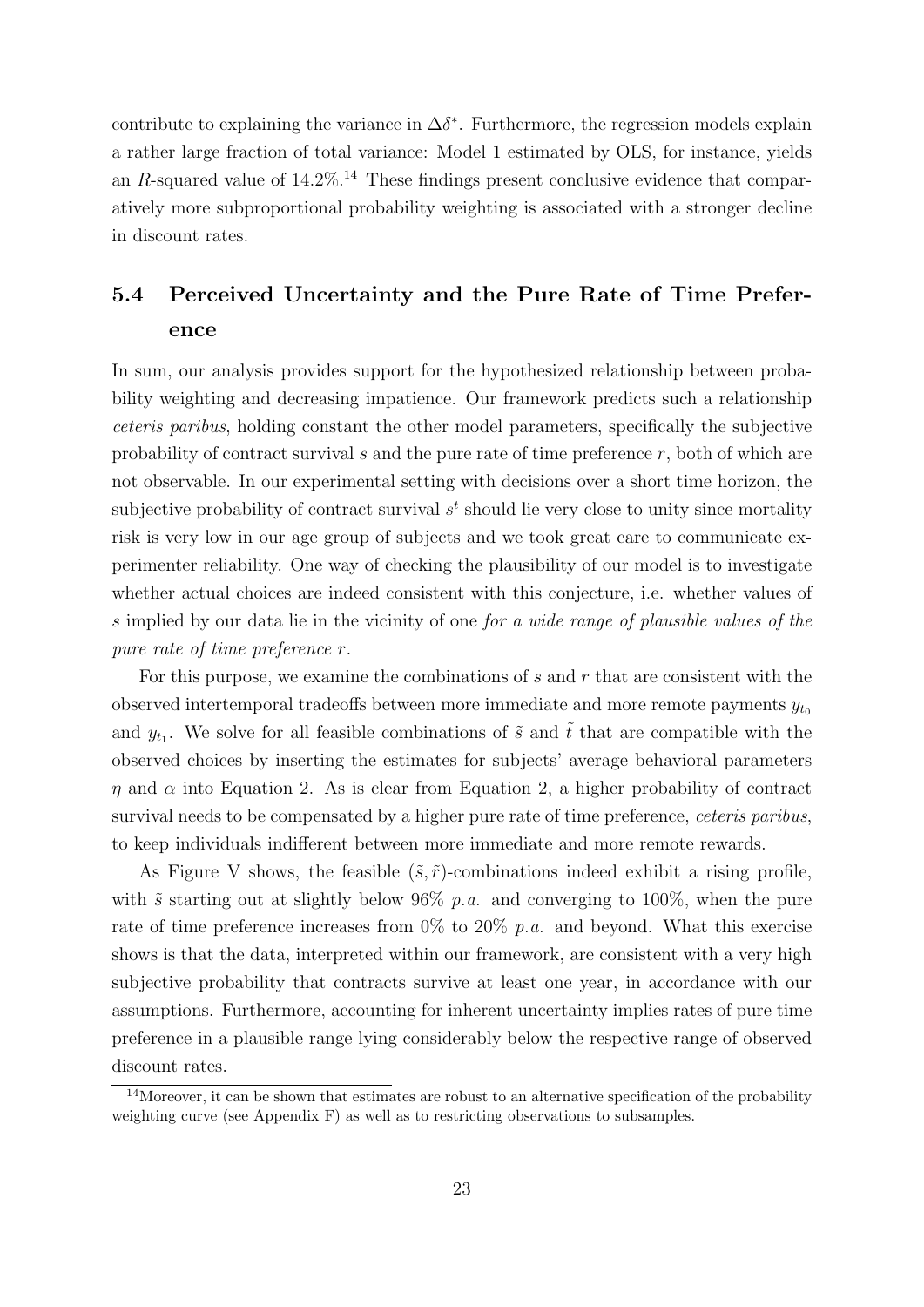contribute to explaining the variance in $\Delta\delta^*$. Furthermore, the regression models explain a rather large fraction of total variance: Model 1 estimated by OLS, for instance, yields an $R$-squared value of 14.2%.[14] These findings present conclusive evidence that comparatively more subproportional probability weighting is associated with a stronger decline in discount rates.

## 5.4 Perceived Uncertainty and the Pure Rate of Time Preference

In sum, our analysis provides support for the hypothesized relationship between probability weighting and decreasing impatience. Our framework predicts such a relationship *ceteris paribus*, holding constant the other model parameters, specifically the subjective probability of contract survival $s$ and the pure rate of time preference $r$, both of which are not observable. In our experimental setting with decisions over a short time horizon, the subjective probability of contract survival $s^t$ should lie very close to unity since mortality risk is very low in our age group of subjects and we took great care to communicate experimenter reliability. One way of checking the plausibility of our model is to investigate whether actual choices are indeed consistent with this conjecture, i.e. whether values of $s$ implied by our data lie in the vicinity of one *for a wide range of plausible values of the pure rate of time preference $r$*.

For this purpose, we examine the combinations of $s$ and $r$ that are consistent with the observed intertemporal tradeoffs between more immediate and more remote payments $y_{t_0}$ and $y_{t_1}$. We solve for all feasible combinations of $\tilde{s}$ and $\tilde{t}$ that are compatible with the observed choices by inserting the estimates for subjects' average behavioral parameters $\eta$ and $\alpha$ into Equation 2. As is clear from Equation 2, a higher probability of contract survival needs to be compensated by a higher pure rate of time preference, *ceteris paribus*, to keep individuals indifferent between more immediate and more remote rewards.

As Figure V shows, the feasible $(\tilde{s}, \tilde{r})$-combinations indeed exhibit a rising profile, with $\tilde{s}$ starting out at slightly below 96% *p.a.* and converging to 100%, when the pure rate of time preference increases from 0% to 20% *p.a.* and beyond. What this exercise shows is that the data, interpreted within our framework, are consistent with a very high subjective probability that contracts survive at least one year, in accordance with our assumptions. Furthermore, accounting for inherent uncertainty implies rates of pure time preference in a plausible range lying considerably below the respective range of observed discount rates.

[14]Moreover, it can be shown that estimates are robust to an alternative specification of the probability weighting curve (see Appendix F) as well as to restricting observations to subsamples.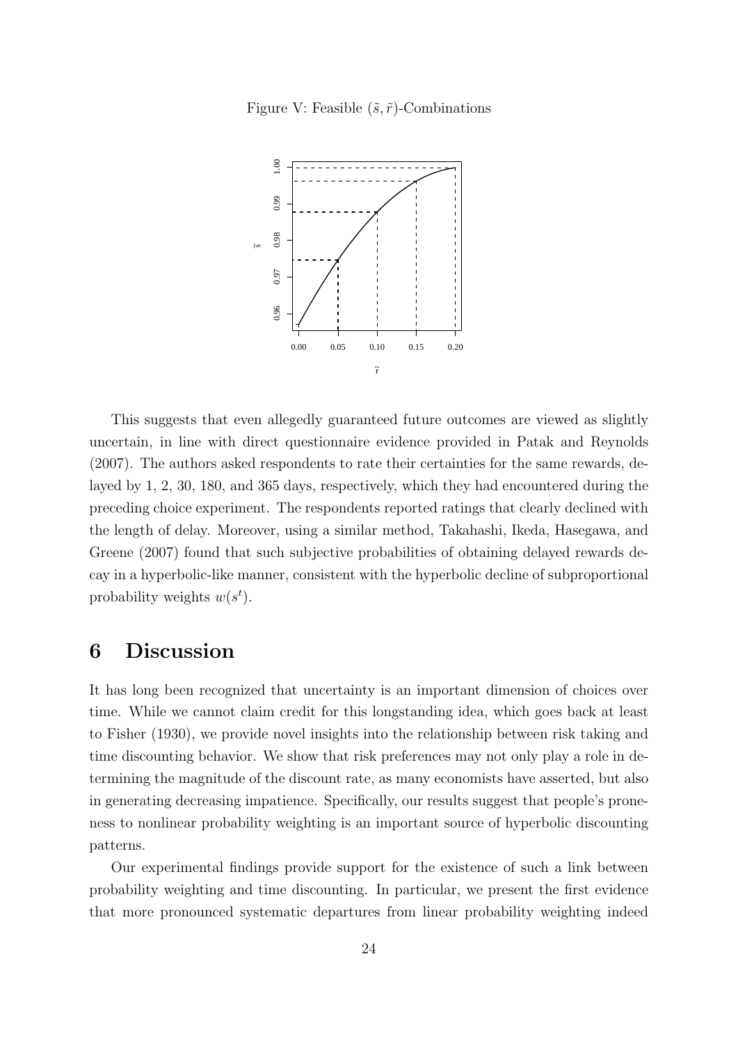Figure V: Feasible $(\tilde{s}, \tilde{r})$-Combinations

This suggests that even allegedly guaranteed future outcomes are viewed as slightly uncertain, in line with direct questionnaire evidence provided in Patak and Reynolds (2007). The authors asked respondents to rate their certainties for the same rewards, delayed by 1, 2, 30, 180, and 365 days, respectively, which they had encountered during the preceding choice experiment. The respondents reported ratings that clearly declined with the length of delay. Moreover, using a similar method, Takahashi, Ikeda, Hasegawa, and Greene (2007) found that such subjective probabilities of obtaining delayed rewards decay in a hyperbolic-like manner, consistent with the hyperbolic decline of subproportional probability weights $w(s^t)$.

# 6 Discussion

It has long been recognized that uncertainty is an important dimension of choices over time. While we cannot claim credit for this longstanding idea, which goes back at least to Fisher (1930), we provide novel insights into the relationship between risk taking and time discounting behavior. We show that risk preferences may not only play a role in determining the magnitude of the discount rate, as many economists have asserted, but also in generating decreasing impatience. Specifically, our results suggest that people's proneness to nonlinear probability weighting is an important source of hyperbolic discounting patterns.

Our experimental findings provide support for the existence of such a link between probability weighting and time discounting. In particular, we present the first evidence that more pronounced systematic departures from linear probability weighting indeed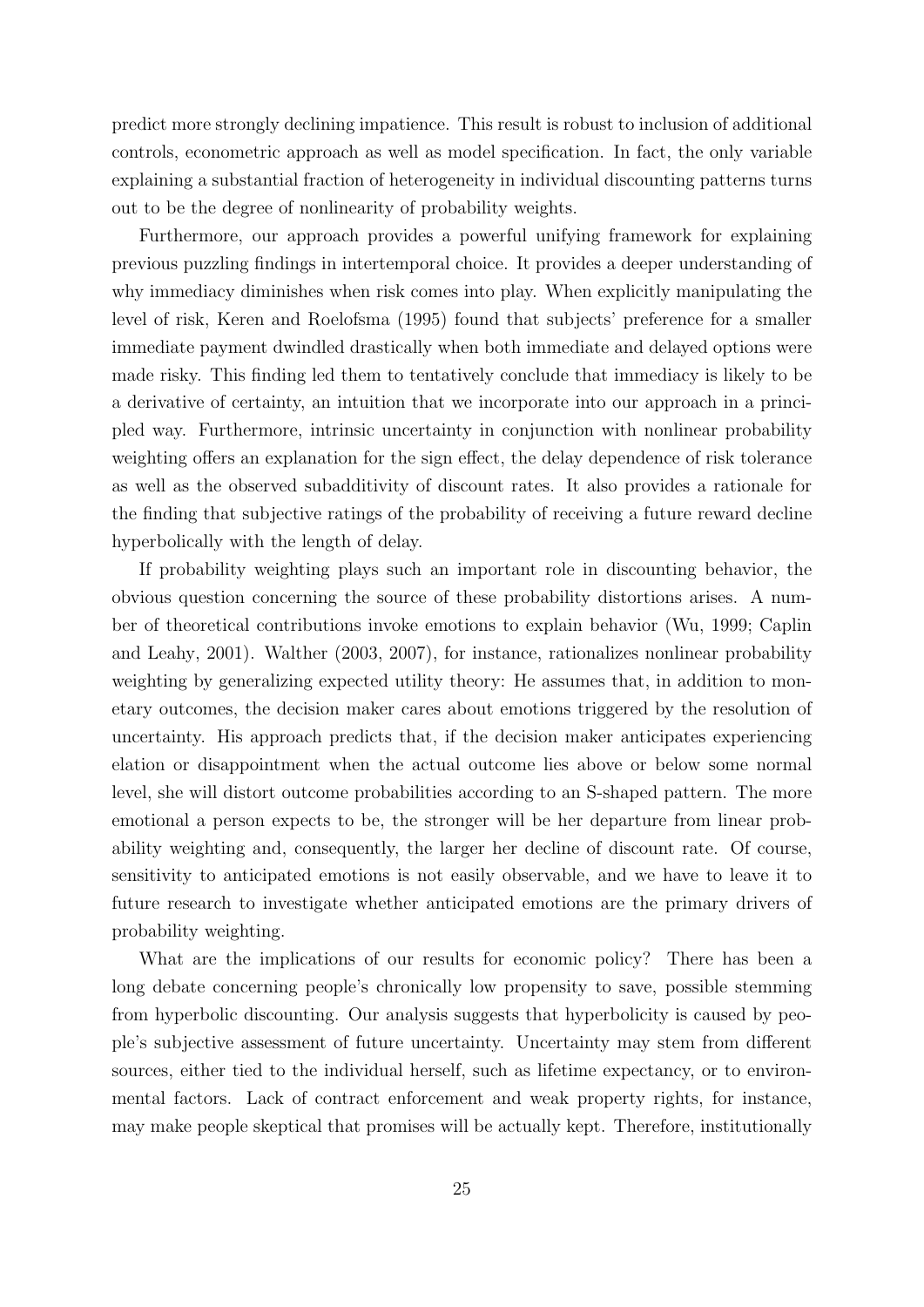predict more strongly declining impatience. This result is robust to inclusion of additional controls, econometric approach as well as model specification. In fact, the only variable explaining a substantial fraction of heterogeneity in individual discounting patterns turns out to be the degree of nonlinearity of probability weights.

Furthermore, our approach provides a powerful unifying framework for explaining previous puzzling findings in intertemporal choice. It provides a deeper understanding of why immediacy diminishes when risk comes into play. When explicitly manipulating the level of risk, Keren and Roelofsma (1995) found that subjects' preference for a smaller immediate payment dwindled drastically when both immediate and delayed options were made risky. This finding led them to tentatively conclude that immediacy is likely to be a derivative of certainty, an intuition that we incorporate into our approach in a principled way. Furthermore, intrinsic uncertainty in conjunction with nonlinear probability weighting offers an explanation for the sign effect, the delay dependence of risk tolerance as well as the observed subadditivity of discount rates. It also provides a rationale for the finding that subjective ratings of the probability of receiving a future reward decline hyperbolically with the length of delay.

If probability weighting plays such an important role in discounting behavior, the obvious question concerning the source of these probability distortions arises. A number of theoretical contributions invoke emotions to explain behavior (Wu, 1999; Caplin and Leahy, 2001). Walther (2003, 2007), for instance, rationalizes nonlinear probability weighting by generalizing expected utility theory: He assumes that, in addition to monetary outcomes, the decision maker cares about emotions triggered by the resolution of uncertainty. His approach predicts that, if the decision maker anticipates experiencing elation or disappointment when the actual outcome lies above or below some normal level, she will distort outcome probabilities according to an S-shaped pattern. The more emotional a person expects to be, the stronger will be her departure from linear probability weighting and, consequently, the larger her decline of discount rate. Of course, sensitivity to anticipated emotions is not easily observable, and we have to leave it to future research to investigate whether anticipated emotions are the primary drivers of probability weighting.

What are the implications of our results for economic policy? There has been a long debate concerning people's chronically low propensity to save, possible stemming from hyperbolic discounting. Our analysis suggests that hyperbolicity is caused by people's subjective assessment of future uncertainty. Uncertainty may stem from different sources, either tied to the individual herself, such as lifetime expectancy, or to environmental factors. Lack of contract enforcement and weak property rights, for instance, may make people skeptical that promises will be actually kept. Therefore, institutionally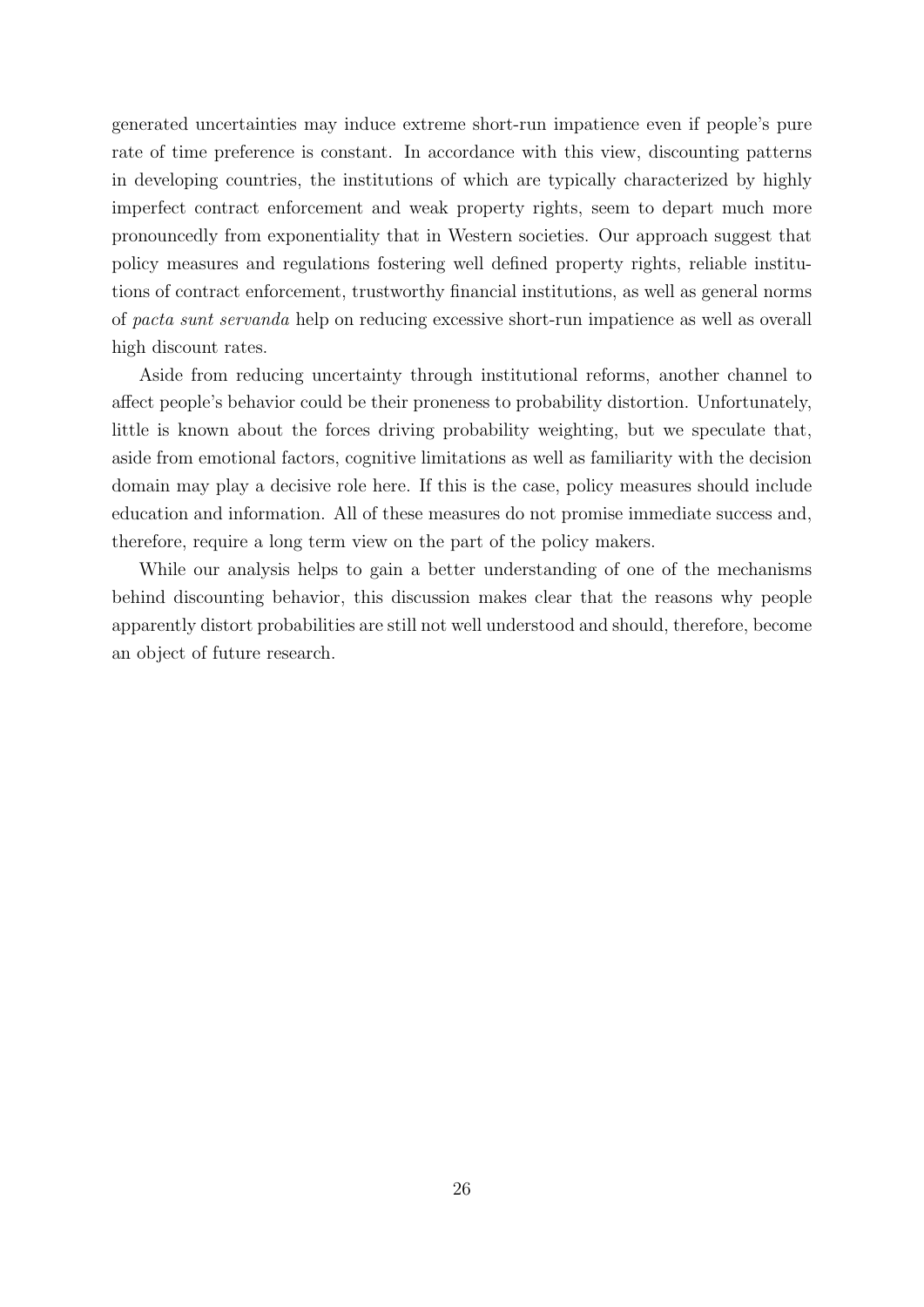generated uncertainties may induce extreme short-run impatience even if people's pure rate of time preference is constant. In accordance with this view, discounting patterns in developing countries, the institutions of which are typically characterized by highly imperfect contract enforcement and weak property rights, seem to depart much more pronouncedly from exponentiality that in Western societies. Our approach suggest that policy measures and regulations fostering well defined property rights, reliable institutions of contract enforcement, trustworthy financial institutions, as well as general norms of *pacta sunt servanda* help on reducing excessive short-run impatience as well as overall high discount rates.

Aside from reducing uncertainty through institutional reforms, another channel to affect people's behavior could be their proneness to probability distortion. Unfortunately, little is known about the forces driving probability weighting, but we speculate that, aside from emotional factors, cognitive limitations as well as familiarity with the decision domain may play a decisive role here. If this is the case, policy measures should include education and information. All of these measures do not promise immediate success and, therefore, require a long term view on the part of the policy makers.

While our analysis helps to gain a better understanding of one of the mechanisms behind discounting behavior, this discussion makes clear that the reasons why people apparently distort probabilities are still not well understood and should, therefore, become an object of future research.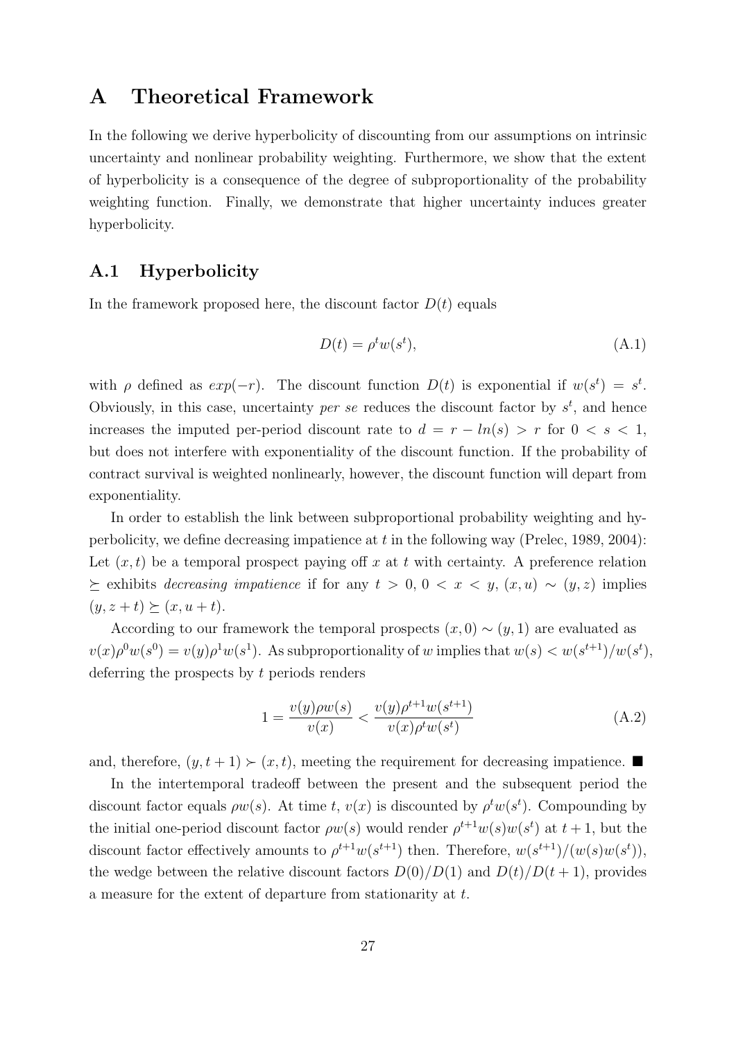# A Theoretical Framework

In the following we derive hyperbolicity of discounting from our assumptions on intrinsic uncertainty and nonlinear probability weighting. Furthermore, we show that the extent of hyperbolicity is a consequence of the degree of subproportionality of the probability weighting function. Finally, we demonstrate that higher uncertainty induces greater hyperbolicity.

## A.1 Hyperbolicity

In the framework proposed here, the discount factor $D(t)$ equals

$$D(t) = \rho^t w(s^t), \tag{A.1}$$

with $\rho$ defined as $exp(-r)$. The discount function $D(t)$ is exponential if $w(s^t) = s^t$. Obviously, in this case, uncertainty *per se* reduces the discount factor by $s^t$, and hence increases the imputed per-period discount rate to $d = r - ln(s) > r$ for $0 < s < 1$, but does not interfere with exponentiality of the discount function. If the probability of contract survival is weighted nonlinearly, however, the discount function will depart from exponentiality.

In order to establish the link between subproportional probability weighting and hyperbolicity, we define decreasing impatience at $t$ in the following way (Prelec, 1989, 2004): Let $(x, t)$ be a temporal prospect paying off $x$ at $t$ with certainty. A preference relation $\succeq$ exhibits *decreasing impatience* if for any $t > 0$, $0 < x < y$, $(x, u) \sim (y, z)$ implies $(y, z + t) \succeq (x, u + t)$.

According to our framework the temporal prospects $(x, 0) \sim (y, 1)$ are evaluated as $v(x)\rho^0 w(s^0) = v(y)\rho^1 w(s^1)$. As subproportionality of $w$ implies that $w(s) < w(s^{t+1})/w(s^t)$, deferring the prospects by $t$ periods renders

$$1 = \frac{v(y)\rho w(s)}{v(x)} < \frac{v(y)\rho^{t+1} w(s^{t+1})}{v(x)\rho^t w(s^t)} \tag{A.2}$$

and, therefore, $(y, t + 1) \succ (x, t)$, meeting the requirement for decreasing impatience. ■

In the intertemporal tradeoff between the present and the subsequent period the discount factor equals $\rho w(s)$. At time $t$, $v(x)$ is discounted by $\rho^t w(s^t)$. Compounding by the initial one-period discount factor $\rho w(s)$ would render $\rho^{t+1} w(s) w(s^t)$ at $t + 1$, but the discount factor effectively amounts to $\rho^{t+1} w(s^{t+1})$ then. Therefore, $w(s^{t+1})/(w(s)w(s^t))$, the wedge between the relative discount factors $D(0)/D(1)$ and $D(t)/D(t + 1)$, provides a measure for the extent of departure from stationarity at $t$.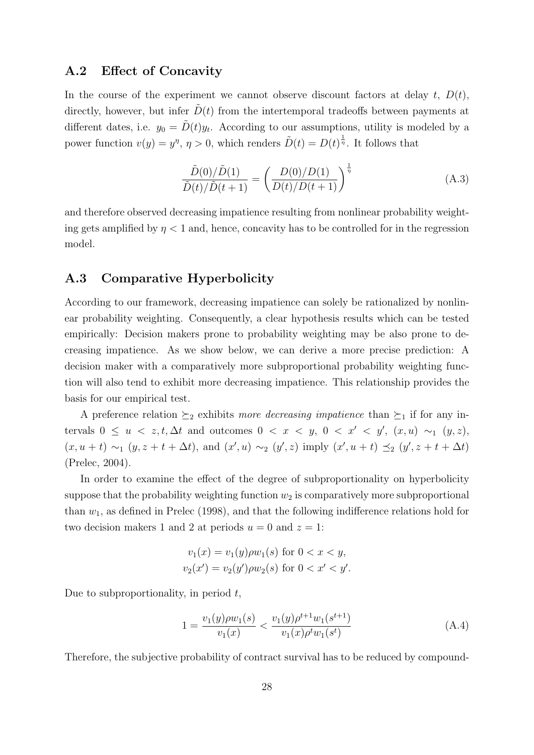## A.2 Effect of Concavity

In the course of the experiment we cannot observe discount factors at delay $t$, $D(t)$, directly, however, but infer $\tilde{D}(t)$ from the intertemporal tradeoffs between payments at different dates, i.e. $y_0 = \tilde{D}(t)y_t$. According to our assumptions, utility is modeled by a power function $v(y) = y^\eta$, $\eta > 0$, which renders $\tilde{D}(t) = D(t)^{\frac{1}{\eta}}$. It follows that

$$\frac{\tilde{D}(0)/\tilde{D}(1)}{\tilde{D}(t)/\tilde{D}(t+1)} = \left(\frac{D(0)/D(1)}{D(t)/D(t+1)}\right)^{\frac{1}{\eta}} \tag{A.3}$$

and therefore observed decreasing impatience resulting from nonlinear probability weighting gets amplified by $\eta < 1$ and, hence, concavity has to be controlled for in the regression model.

## A.3 Comparative Hyperbolicity

According to our framework, decreasing impatience can solely be rationalized by nonlinear probability weighting. Consequently, a clear hypothesis results which can be tested empirically: Decision makers prone to probability weighting may be also prone to decreasing impatience. As we show below, we can derive a more precise prediction: A decision maker with a comparatively more subproportional probability weighting function will also tend to exhibit more decreasing impatience. This relationship provides the basis for our empirical test.

A preference relation $\succeq_2$ exhibits *more decreasing impatience* than $\succeq_1$ if for any intervals $0 \leq u < z, t, \Delta t$ and outcomes $0 < x < y$, $0 < x' < y'$, $(x, u) \sim_1 (y, z)$, $(x, u + t) \sim_1 (y, z + t + \Delta t)$, and $(x', u) \sim_2 (y', z)$ imply $(x', u + t) \preceq_2 (y', z + t + \Delta t)$ (Prelec, 2004).

In order to examine the effect of the degree of subproportionality on hyperbolicity suppose that the probability weighting function $w_2$ is comparatively more subproportional than $w_1$, as defined in Prelec (1998), and that the following indifference relations hold for two decision makers 1 and 2 at periods $u = 0$ and $z = 1$:

$$v_1(x) = v_1(y)\rho w_1(s) \text{ for } 0 < x < y,$$
$$v_2(x') = v_2(y')\rho w_2(s) \text{ for } 0 < x' < y'.$$

Due to subproportionality, in period $t$,

$$1 = \frac{v_1(y)\rho w_1(s)}{v_1(x)} < \frac{v_1(y)\rho^{t+1} w_1(s^{t+1})}{v_1(x)\rho^t w_1(s^t)} \tag{A.4}$$

Therefore, the subjective probability of contract survival has to be reduced by compound-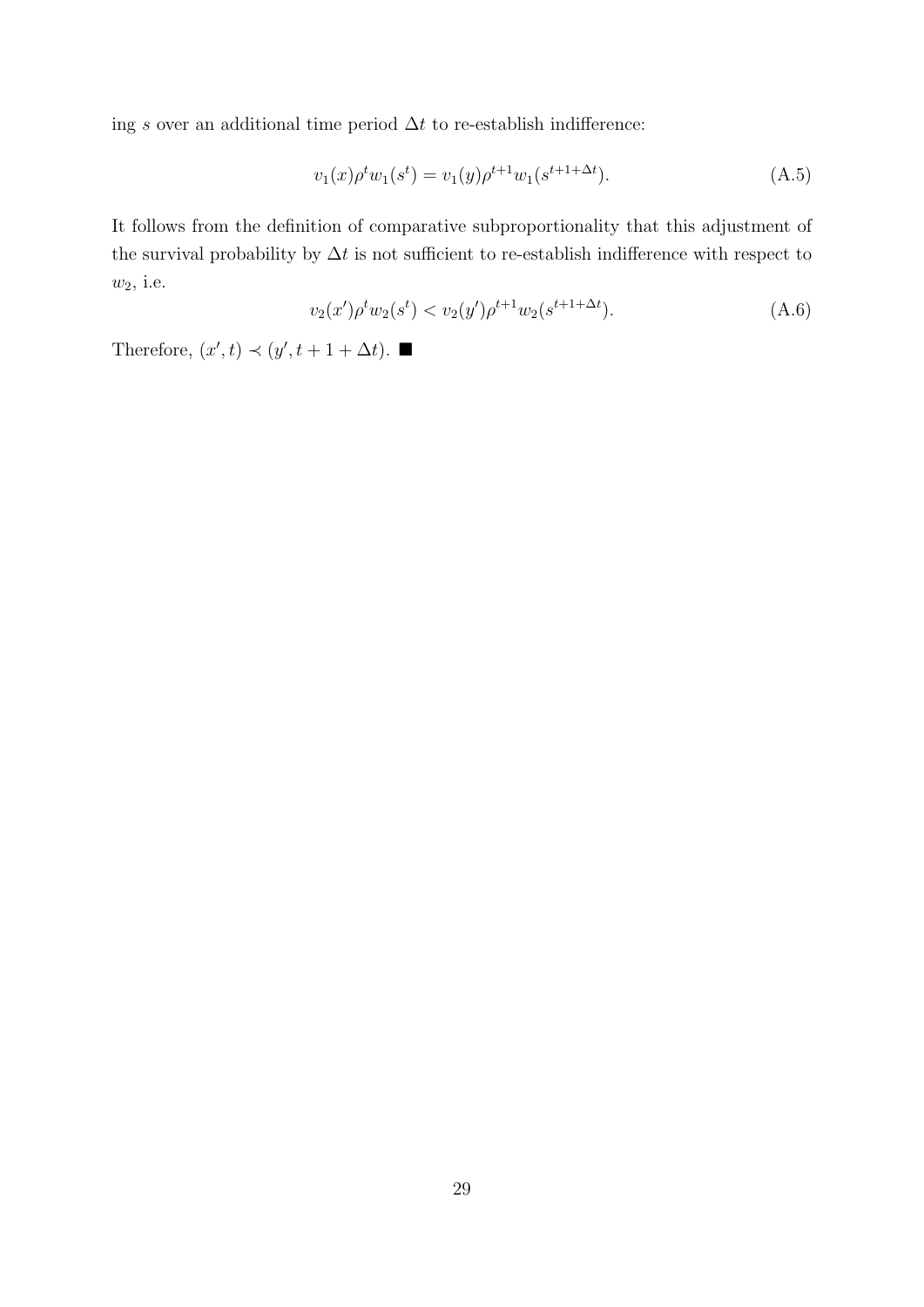ing $s$ over an additional time period $\Delta t$ to re-establish indifference:

$$v_1(x)\rho^t w_1(s^t) = v_1(y)\rho^{t+1} w_1(s^{t+1+\Delta t}). \tag{A.5}$$

It follows from the definition of comparative subproportionality that this adjustment of the survival probability by $\Delta t$ is not sufficient to re-establish indifference with respect to $w_2$, i.e.

$$v_2(x')\rho^t w_2(s^t) < v_2(y')\rho^{t+1} w_2(s^{t+1+\Delta t}). \tag{A.6}$$

Therefore, $(x', t) \prec (y', t + 1 + \Delta t)$. ■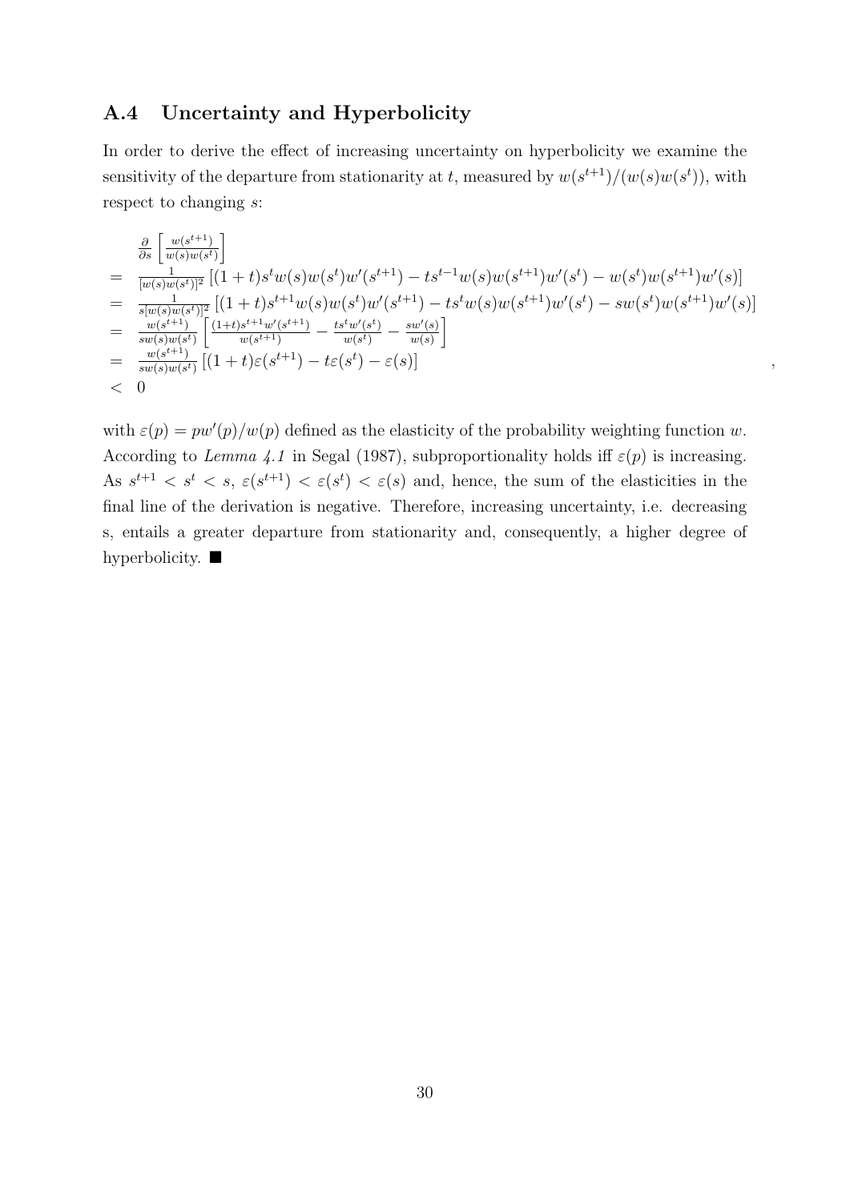## A.4 Uncertainty and Hyperbolicity

In order to derive the effect of increasing uncertainty on hyperbolicity we examine the sensitivity of the departure from stationarity at $t$, measured by $w(s^{t+1})/(w(s)w(s^t))$, with respect to changing $s$:

$$
\begin{aligned}
& \frac{\partial}{\partial s}\left[\frac{w(s^{t+1})}{w(s)w(s^t)}\right] \\
= & \frac{1}{[w(s)w(s^t)]^2}\left[(1+t)s^t w(s)w(s^t)w'(s^{t+1}) - ts^{t-1}w(s)w(s^{t+1})w'(s^t) - w(s^t)w(s^{t+1})w'(s)\right] \\
= & \frac{1}{s[w(s)w(s^t)]^2}\left[(1+t)s^{t+1} w(s)w(s^t)w'(s^{t+1}) - ts^{t}w(s)w(s^{t+1})w'(s^t) - sw(s^t)w(s^{t+1})w'(s)\right] \\
= & \frac{w(s^{t+1})}{sw(s)w(s^t)}\left[\frac{(1+t)s^{t+1}w'(s^{t+1})}{w(s^{t+1})} - \frac{ts^t w'(s^t)}{w(s^t)} - \frac{sw'(s)}{w(s)}\right] \\
= & \frac{w(s^{t+1})}{sw(s)w(s^t)}\left[(1+t)\varepsilon(s^{t+1}) - t\varepsilon(s^t) - \varepsilon(s)\right] \\
< & \; 0
\end{aligned},
$$

with $\varepsilon(p) = pw'(p)/w(p)$ defined as the elasticity of the probability weighting function $w$. According to *Lemma 4.1* in Segal (1987), subproportionality holds iff $\varepsilon(p)$ is increasing. As $s^{t+1} < s^t < s$, $\varepsilon(s^{t+1}) < \varepsilon(s^t) < \varepsilon(s)$ and, hence, the sum of the elasticities in the final line of the derivation is negative. Therefore, increasing uncertainty, i.e. decreasing s, entails a greater departure from stationarity and, consequently, a higher degree of hyperbolicity. ■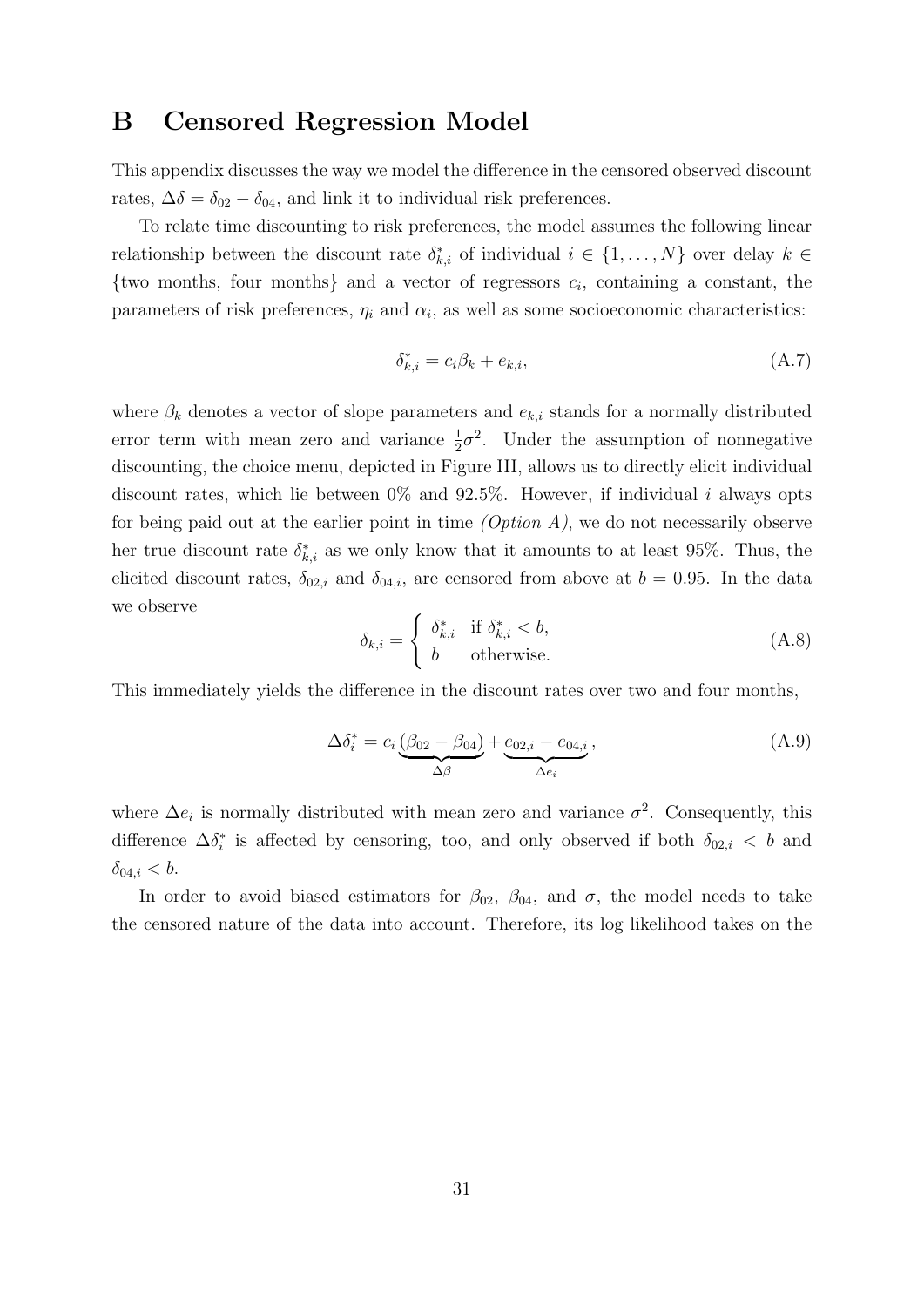# B Censored Regression Model

This appendix discusses the way we model the difference in the censored observed discount rates, $\Delta\delta = \delta_{02} - \delta_{04}$, and link it to individual risk preferences.

To relate time discounting to risk preferences, the model assumes the following linear relationship between the discount rate $\delta^*_{k,i}$ of individual $i \in \{1, \ldots, N\}$ over delay $k \in$ {two months, four months} and a vector of regressors $c_i$, containing a constant, the parameters of risk preferences, $\eta_i$ and $\alpha_i$, as well as some socioeconomic characteristics:

$$\delta^*_{k,i} = c_i \beta_k + e_{k,i}, \tag{A.7}$$

where $\beta_k$ denotes a vector of slope parameters and $e_{k,i}$ stands for a normally distributed error term with mean zero and variance $\frac{1}{2}\sigma^2$. Under the assumption of nonnegative discounting, the choice menu, depicted in Figure III, allows us to directly elicit individual discount rates, which lie between 0% and 92.5%. However, if individual $i$ always opts for being paid out at the earlier point in time *(Option A)*, we do not necessarily observe her true discount rate $\delta^*_{k,i}$ as we only know that it amounts to at least 95%. Thus, the elicited discount rates, $\delta_{02,i}$ and $\delta_{04,i}$, are censored from above at $b = 0.95$. In the data we observe

$$\delta_{k,i} = \begin{cases} \delta^*_{k,i} & \text{if } \delta^*_{k,i} < b, \\ b & \text{otherwise.} \end{cases} \tag{A.8}$$

This immediately yields the difference in the discount rates over two and four months,

$$\Delta\delta^*_i = c_i \underbrace{(\beta_{02} - \beta_{04})}_{\Delta\beta} + \underbrace{e_{02,i} - e_{04,i}}_{\Delta e_i}, \tag{A.9}$$

where $\Delta e_i$ is normally distributed with mean zero and variance $\sigma^2$. Consequently, this difference $\Delta\delta^*_i$ is affected by censoring, too, and only observed if both $\delta_{02,i} < b$ and $\delta_{04,i} < b$.

In order to avoid biased estimators for $\beta_{02}$, $\beta_{04}$, and $\sigma$, the model needs to take the censored nature of the data into account. Therefore, its log likelihood takes on the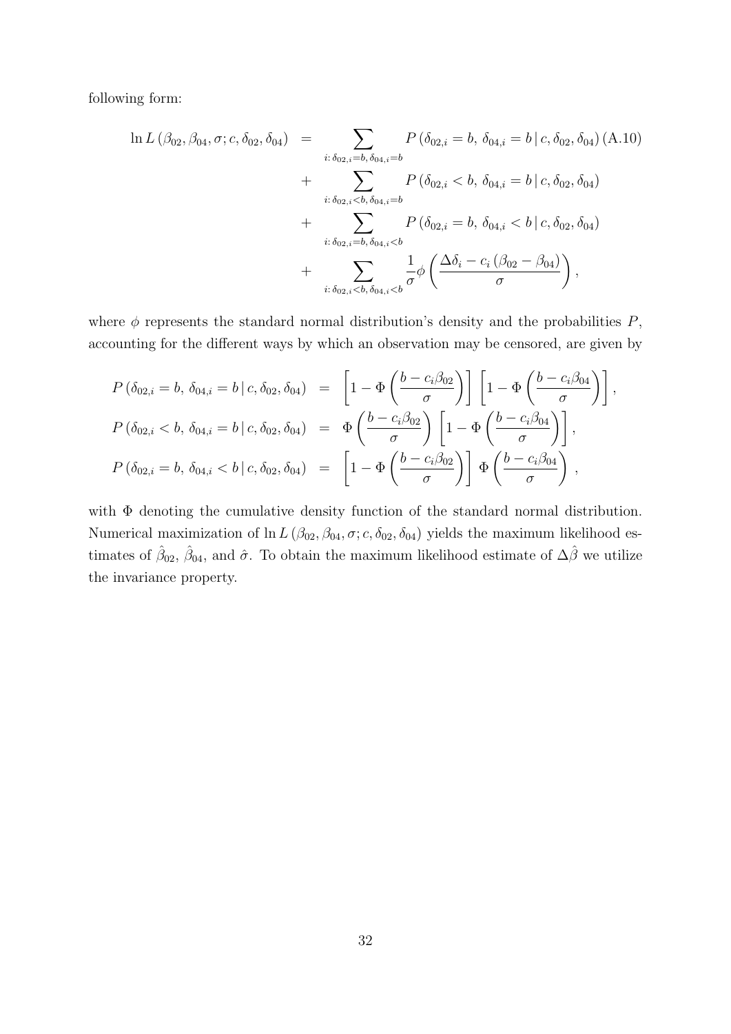following form:

$$
\begin{aligned}
\ln L\left(\beta_{02}, \beta_{04}, \sigma; c, \delta_{02}, \delta_{04}\right) &= \sum_{i:\, \delta_{02,i}=b,\, \delta_{04,i}=b} P\left(\delta_{02,i}=b,\ \delta_{04,i}=b \,|\, c, \delta_{02}, \delta_{04}\right) \quad \text{(A.10)} \\
&+ \sum_{i:\, \delta_{02,i}<b,\, \delta_{04,i}=b} P\left(\delta_{02,i}<b,\ \delta_{04,i}=b \,|\, c, \delta_{02}, \delta_{04}\right) \\
&+ \sum_{i:\, \delta_{02,i}=b,\, \delta_{04,i}<b} P\left(\delta_{02,i}=b,\ \delta_{04,i}<b \,|\, c, \delta_{02}, \delta_{04}\right) \\
&+ \sum_{i:\, \delta_{02,i}<b,\, \delta_{04,i}<b} \frac{1}{\sigma} \phi\left(\frac{\Delta\delta_i - c_i\left(\beta_{02}-\beta_{04}\right)}{\sigma}\right),
\end{aligned}
$$

where $\phi$ represents the standard normal distribution's density and the probabilities $P$, accounting for the different ways by which an observation may be censored, are given by

$$
\begin{aligned}
P\left(\delta_{02,i}=b,\ \delta_{04,i}=b \,|\, c, \delta_{02}, \delta_{04}\right) &= \left[1-\Phi\left(\frac{b-c_i\beta_{02}}{\sigma}\right)\right]\left[1-\Phi\left(\frac{b-c_i\beta_{04}}{\sigma}\right)\right], \\
P\left(\delta_{02,i}<b,\ \delta_{04,i}=b \,|\, c, \delta_{02}, \delta_{04}\right) &= \Phi\left(\frac{b-c_i\beta_{02}}{\sigma}\right)\left[1-\Phi\left(\frac{b-c_i\beta_{04}}{\sigma}\right)\right], \\
P\left(\delta_{02,i}=b,\ \delta_{04,i}<b \,|\, c, \delta_{02}, \delta_{04}\right) &= \left[1-\Phi\left(\frac{b-c_i\beta_{02}}{\sigma}\right)\right]\Phi\left(\frac{b-c_i\beta_{04}}{\sigma}\right),
\end{aligned}
$$

with $\Phi$ denoting the cumulative density function of the standard normal distribution. Numerical maximization of $\ln L\left(\beta_{02}, \beta_{04}, \sigma; c, \delta_{02}, \delta_{04}\right)$ yields the maximum likelihood estimates of $\hat{\beta}_{02}$, $\hat{\beta}_{04}$, and $\hat{\sigma}$. To obtain the maximum likelihood estimate of $\Delta\hat{\beta}$ we utilize the invariance property.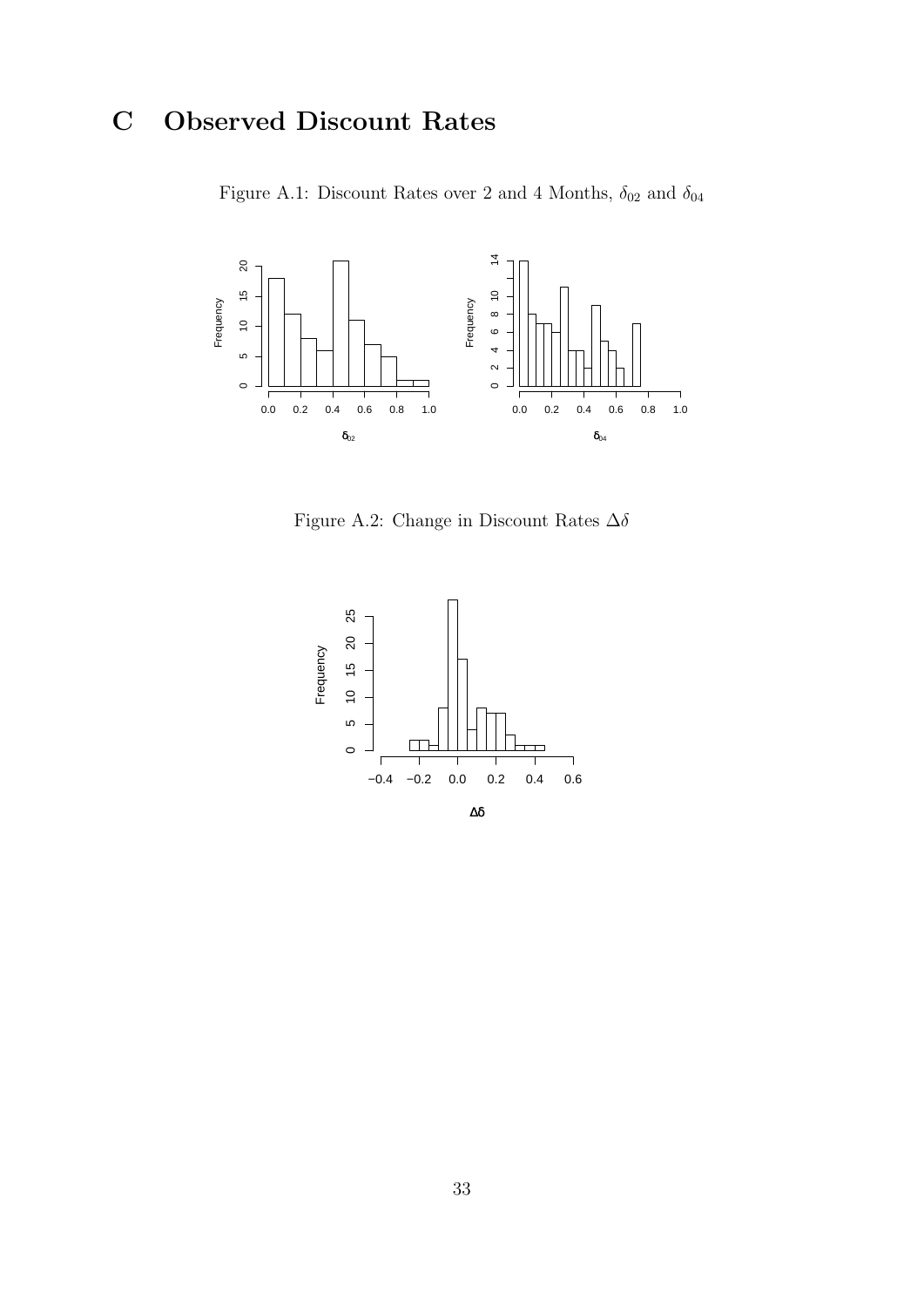# C Observed Discount Rates

Figure A.1: Discount Rates over 2 and 4 Months, $\delta_{02}$ and $\delta_{04}$

Figure A.2: Change in Discount Rates $\Delta\delta$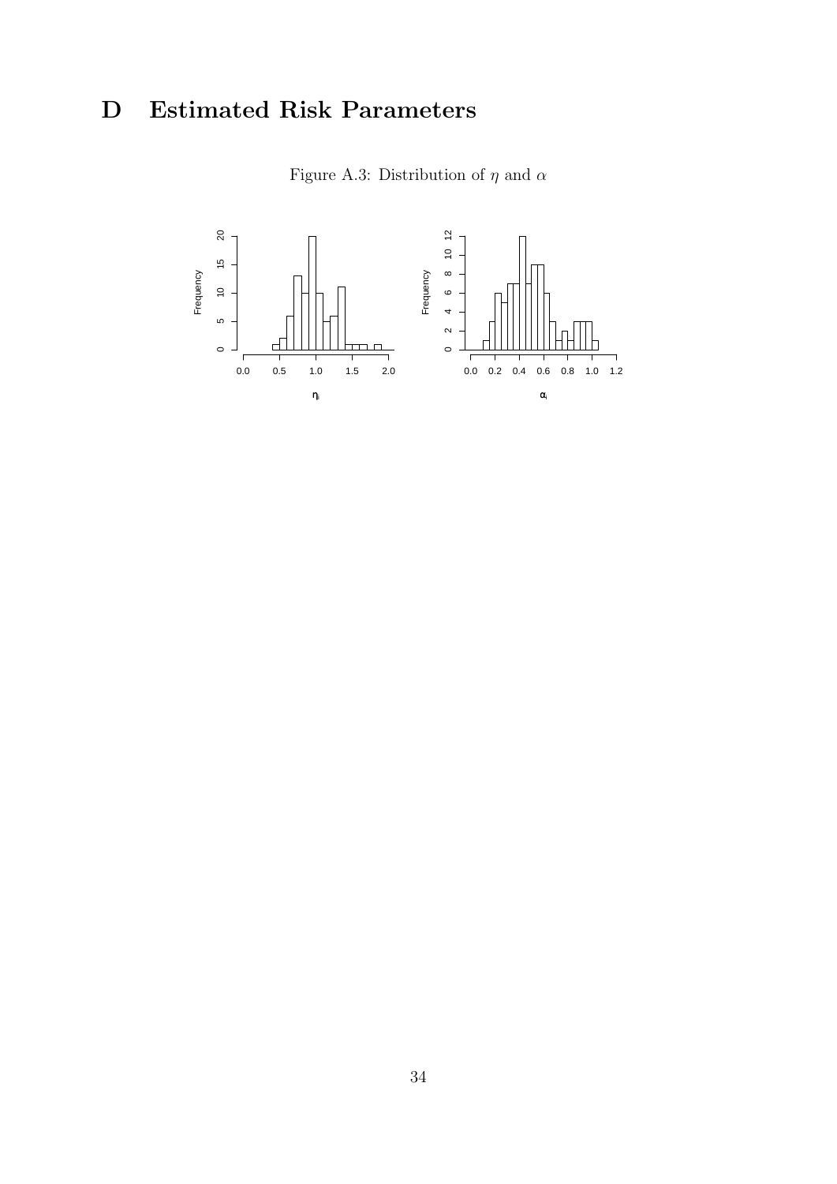# D Estimated Risk Parameters

Figure A.3: Distribution of $\eta$ and $\alpha$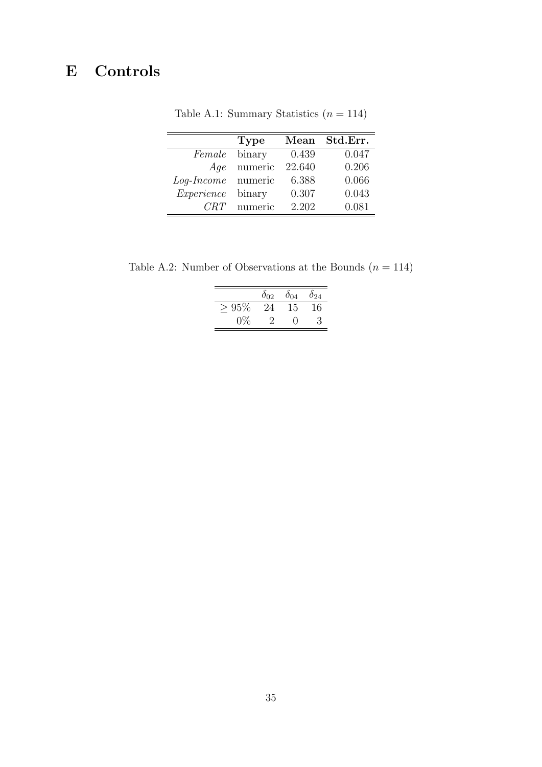# E Controls

Table A.1: Summary Statistics ($n = 114$)

| | **Type** | **Mean** | **Std.Err.** |
|---|---|---|---|
| *Female* | binary | 0.439 | 0.047 |
| *Age* | numeric | 22.640 | 0.206 |
| *Log-Income* | numeric | 6.388 | 0.066 |
| *Experience* | binary | 0.307 | 0.043 |
| *CRT* | numeric | 2.202 | 0.081 |

Table A.2: Number of Observations at the Bounds ($n = 114$)

| | $\delta_{02}$ | $\delta_{04}$ | $\delta_{24}$ |
|---|---|---|---|
| $\geq 95\%$ | 24 | 15 | 16 |
| $0\%$ | 2 | 0 | 3 |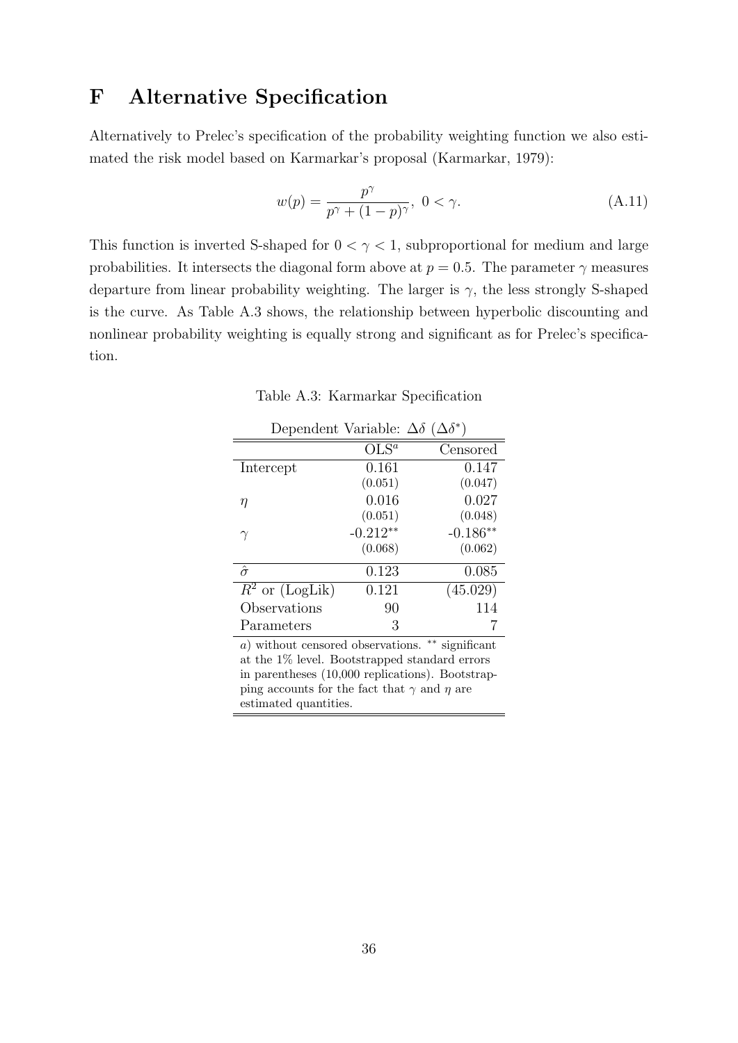# F Alternative Specification

Alternatively to Prelec's specification of the probability weighting function we also estimated the risk model based on Karmarkar's proposal (Karmarkar, 1979):

$$w(p) = \frac{p^\gamma}{p^\gamma + (1-p)^\gamma}, \; 0 < \gamma. \tag{A.11}$$

This function is inverted S-shaped for $0 < \gamma < 1$, subproportional for medium and large probabilities. It intersects the diagonal form above at $p = 0.5$. The parameter $\gamma$ measures departure from linear probability weighting. The larger is $\gamma$, the less strongly S-shaped is the curve. As Table A.3 shows, the relationship between hyperbolic discounting and nonlinear probability weighting is equally strong and significant as for Prelec's specification.

Table A.3: Karmarkar Specification

| Dependent Variable: $\Delta\delta$ ($\Delta\delta^*$) | | |
|---|---|---|
| | OLS$^a$ | Censored |
| Intercept | 0.161 | 0.147 |
| | (0.051) | (0.047) |
| $\eta$ | 0.016 | 0.027 |
| | (0.051) | (0.048) |
| $\gamma$ | -0.212$^{**}$ | -0.186$^{**}$ |
| | (0.068) | (0.062) |
| $\hat{\sigma}$ | 0.123 | 0.085 |
| $R^2$ or (LogLik) | 0.121 | (45.029) |
| Observations | 90 | 114 |
| Parameters | 3 | 7 |

*a*) without censored observations. $^{**}$ significant at the 1% level. Bootstrapped standard errors in parentheses (10,000 replications). Bootstrapping accounts for the fact that $\gamma$ and $\eta$ are estimated quantities.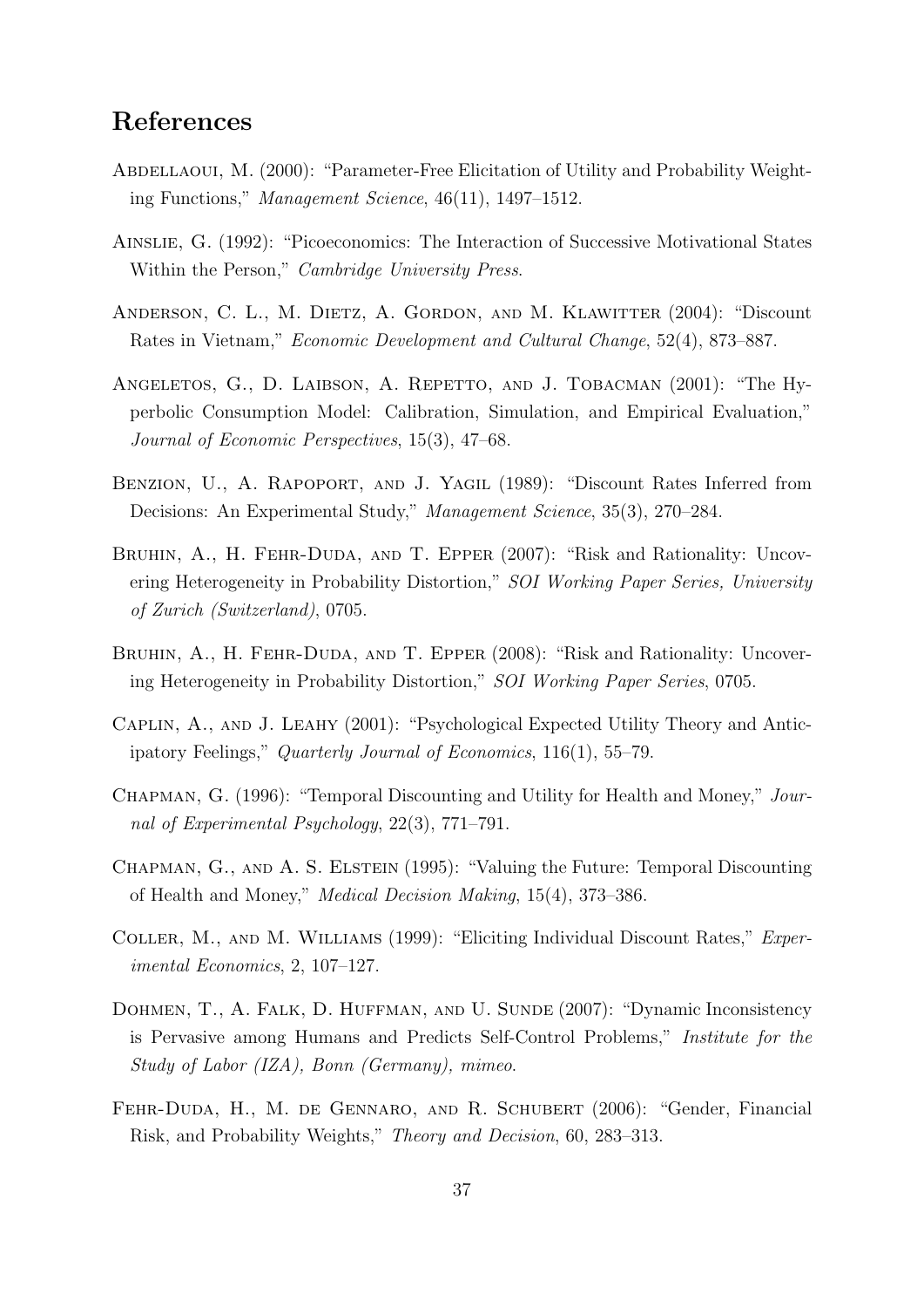## References

Abdellaoui, M. (2000): "Parameter-Free Elicitation of Utility and Probability Weighting Functions," *Management Science*, 46(11), 1497–1512.

Ainslie, G. (1992): "Picoeconomics: The Interaction of Successive Motivational States Within the Person," *Cambridge University Press*.

Anderson, C. L., M. Dietz, A. Gordon, and M. Klawitter (2004): "Discount Rates in Vietnam," *Economic Development and Cultural Change*, 52(4), 873–887.

Angeletos, G., D. Laibson, A. Repetto, and J. Tobacman (2001): "The Hyperbolic Consumption Model: Calibration, Simulation, and Empirical Evaluation," *Journal of Economic Perspectives*, 15(3), 47–68.

Benzion, U., A. Rapoport, and J. Yagil (1989): "Discount Rates Inferred from Decisions: An Experimental Study," *Management Science*, 35(3), 270–284.

Bruhin, A., H. Fehr-Duda, and T. Epper (2007): "Risk and Rationality: Uncovering Heterogeneity in Probability Distortion," *SOI Working Paper Series, University of Zurich (Switzerland)*, 0705.

Bruhin, A., H. Fehr-Duda, and T. Epper (2008): "Risk and Rationality: Uncovering Heterogeneity in Probability Distortion," *SOI Working Paper Series*, 0705.

Caplin, A., and J. Leahy (2001): "Psychological Expected Utility Theory and Anticipatory Feelings," *Quarterly Journal of Economics*, 116(1), 55–79.

Chapman, G. (1996): "Temporal Discounting and Utility for Health and Money," *Journal of Experimental Psychology*, 22(3), 771–791.

Chapman, G., and A. S. Elstein (1995): "Valuing the Future: Temporal Discounting of Health and Money," *Medical Decision Making*, 15(4), 373–386.

Coller, M., and M. Williams (1999): "Eliciting Individual Discount Rates," *Experimental Economics*, 2, 107–127.

Dohmen, T., A. Falk, D. Huffman, and U. Sunde (2007): "Dynamic Inconsistency is Pervasive among Humans and Predicts Self-Control Problems," *Institute for the Study of Labor (IZA), Bonn (Germany), mimeo*.

Fehr-Duda, H., M. de Gennaro, and R. Schubert (2006): "Gender, Financial Risk, and Probability Weights," *Theory and Decision*, 60, 283–313.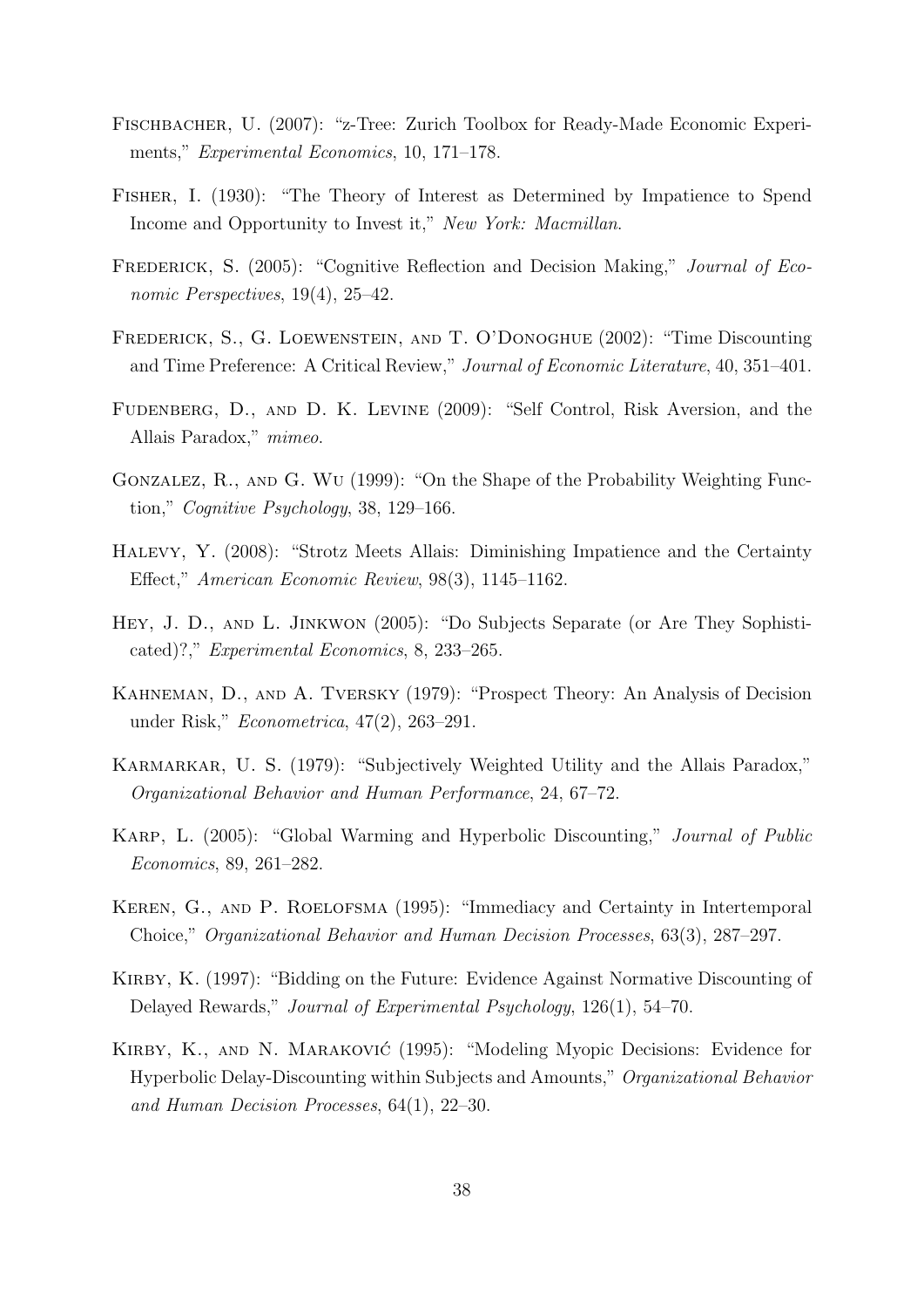Fischbacher, U. (2007): "z-Tree: Zurich Toolbox for Ready-Made Economic Experiments," *Experimental Economics*, 10, 171–178.

Fisher, I. (1930): "The Theory of Interest as Determined by Impatience to Spend Income and Opportunity to Invest it," *New York: Macmillan*.

Frederick, S. (2005): "Cognitive Reflection and Decision Making," *Journal of Economic Perspectives*, 19(4), 25–42.

Frederick, S., G. Loewenstein, and T. O'Donoghue (2002): "Time Discounting and Time Preference: A Critical Review," *Journal of Economic Literature*, 40, 351–401.

Fudenberg, D., and D. K. Levine (2009): "Self Control, Risk Aversion, and the Allais Paradox," *mimeo*.

Gonzalez, R., and G. Wu (1999): "On the Shape of the Probability Weighting Function," *Cognitive Psychology*, 38, 129–166.

Halevy, Y. (2008): "Strotz Meets Allais: Diminishing Impatience and the Certainty Effect," *American Economic Review*, 98(3), 1145–1162.

Hey, J. D., and L. Jinkwon (2005): "Do Subjects Separate (or Are They Sophisticated)?," *Experimental Economics*, 8, 233–265.

Kahneman, D., and A. Tversky (1979): "Prospect Theory: An Analysis of Decision under Risk," *Econometrica*, 47(2), 263–291.

Karmarkar, U. S. (1979): "Subjectively Weighted Utility and the Allais Paradox," *Organizational Behavior and Human Performance*, 24, 67–72.

Karp, L. (2005): "Global Warming and Hyperbolic Discounting," *Journal of Public Economics*, 89, 261–282.

Keren, G., and P. Roelofsma (1995): "Immediacy and Certainty in Intertemporal Choice," *Organizational Behavior and Human Decision Processes*, 63(3), 287–297.

Kirby, K. (1997): "Bidding on the Future: Evidence Against Normative Discounting of Delayed Rewards," *Journal of Experimental Psychology*, 126(1), 54–70.

Kirby, K., and N. Maraković (1995): "Modeling Myopic Decisions: Evidence for Hyperbolic Delay-Discounting within Subjects and Amounts," *Organizational Behavior and Human Decision Processes*, 64(1), 22–30.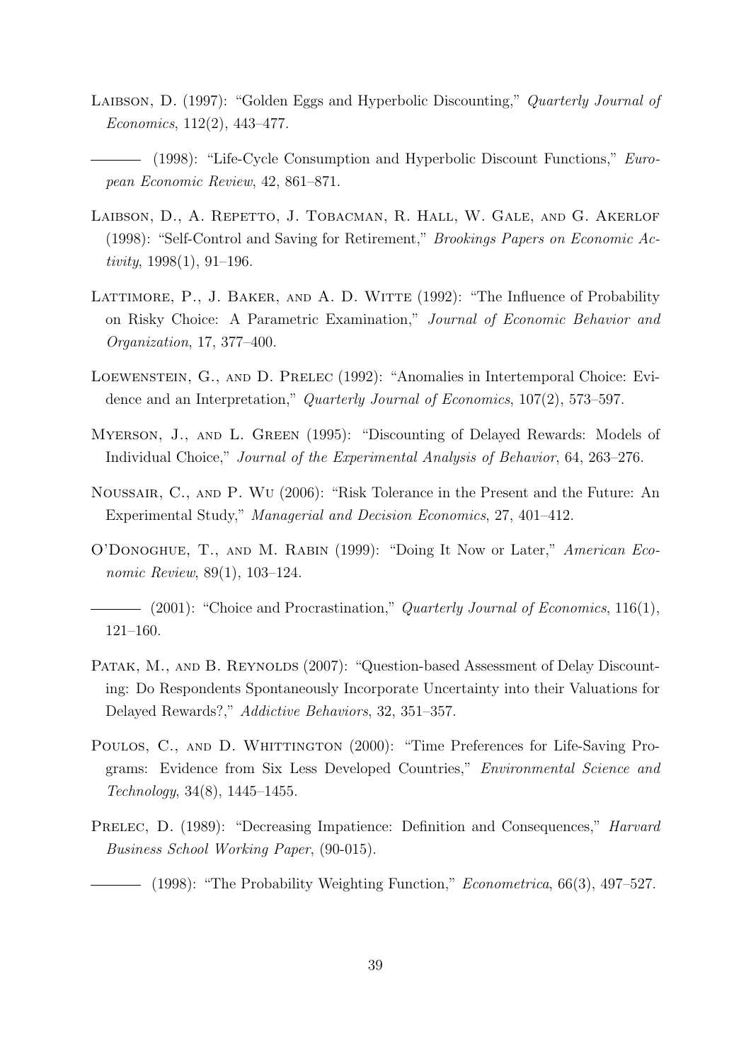Laibson, D. (1997): "Golden Eggs and Hyperbolic Discounting," *Quarterly Journal of Economics*, 112(2), 443–477.

——— (1998): "Life-Cycle Consumption and Hyperbolic Discount Functions," *European Economic Review*, 42, 861–871.

Laibson, D., A. Repetto, J. Tobacman, R. Hall, W. Gale, and G. Akerlof (1998): "Self-Control and Saving for Retirement," *Brookings Papers on Economic Activity*, 1998(1), 91–196.

Lattimore, P., J. Baker, and A. D. Witte (1992): "The Influence of Probability on Risky Choice: A Parametric Examination," *Journal of Economic Behavior and Organization*, 17, 377–400.

Loewenstein, G., and D. Prelec (1992): "Anomalies in Intertemporal Choice: Evidence and an Interpretation," *Quarterly Journal of Economics*, 107(2), 573–597.

Myerson, J., and L. Green (1995): "Discounting of Delayed Rewards: Models of Individual Choice," *Journal of the Experimental Analysis of Behavior*, 64, 263–276.

Noussair, C., and P. Wu (2006): "Risk Tolerance in the Present and the Future: An Experimental Study," *Managerial and Decision Economics*, 27, 401–412.

O'Donoghue, T., and M. Rabin (1999): "Doing It Now or Later," *American Economic Review*, 89(1), 103–124.

——— (2001): "Choice and Procrastination," *Quarterly Journal of Economics*, 116(1), 121–160.

Patak, M., and B. Reynolds (2007): "Question-based Assessment of Delay Discounting: Do Respondents Spontaneously Incorporate Uncertainty into their Valuations for Delayed Rewards?," *Addictive Behaviors*, 32, 351–357.

Poulos, C., and D. Whittington (2000): "Time Preferences for Life-Saving Programs: Evidence from Six Less Developed Countries," *Environmental Science and Technology*, 34(8), 1445–1455.

Prelec, D. (1989): "Decreasing Impatience: Definition and Consequences," *Harvard Business School Working Paper*, (90-015).

——— (1998): "The Probability Weighting Function," *Econometrica*, 66(3), 497–527.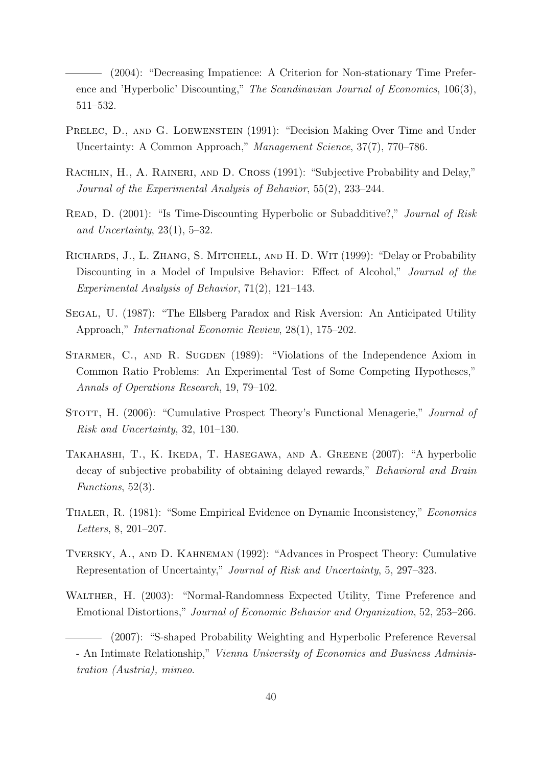——— (2004): "Decreasing Impatience: A Criterion for Non-stationary Time Preference and 'Hyperbolic' Discounting," *The Scandinavian Journal of Economics*, 106(3), 511–532.

Prelec, D., and G. Loewenstein (1991): "Decision Making Over Time and Under Uncertainty: A Common Approach," *Management Science*, 37(7), 770–786.

Rachlin, H., A. Raineri, and D. Cross (1991): "Subjective Probability and Delay," *Journal of the Experimental Analysis of Behavior*, 55(2), 233–244.

Read, D. (2001): "Is Time-Discounting Hyperbolic or Subadditive?," *Journal of Risk and Uncertainty*, 23(1), 5–32.

Richards, J., L. Zhang, S. Mitchell, and H. D. Wit (1999): "Delay or Probability Discounting in a Model of Impulsive Behavior: Effect of Alcohol," *Journal of the Experimental Analysis of Behavior*, 71(2), 121–143.

Segal, U. (1987): "The Ellsberg Paradox and Risk Aversion: An Anticipated Utility Approach," *International Economic Review*, 28(1), 175–202.

Starmer, C., and R. Sugden (1989): "Violations of the Independence Axiom in Common Ratio Problems: An Experimental Test of Some Competing Hypotheses," *Annals of Operations Research*, 19, 79–102.

Stott, H. (2006): "Cumulative Prospect Theory's Functional Menagerie," *Journal of Risk and Uncertainty*, 32, 101–130.

Takahashi, T., K. Ikeda, T. Hasegawa, and A. Greene (2007): "A hyperbolic decay of subjective probability of obtaining delayed rewards," *Behavioral and Brain Functions*, 52(3).

Thaler, R. (1981): "Some Empirical Evidence on Dynamic Inconsistency," *Economics Letters*, 8, 201–207.

Tversky, A., and D. Kahneman (1992): "Advances in Prospect Theory: Cumulative Representation of Uncertainty," *Journal of Risk and Uncertainty*, 5, 297–323.

Walther, H. (2003): "Normal-Randomness Expected Utility, Time Preference and Emotional Distortions," *Journal of Economic Behavior and Organization*, 52, 253–266.

——— (2007): "S-shaped Probability Weighting and Hyperbolic Preference Reversal - An Intimate Relationship," *Vienna University of Economics and Business Administration (Austria), mimeo*.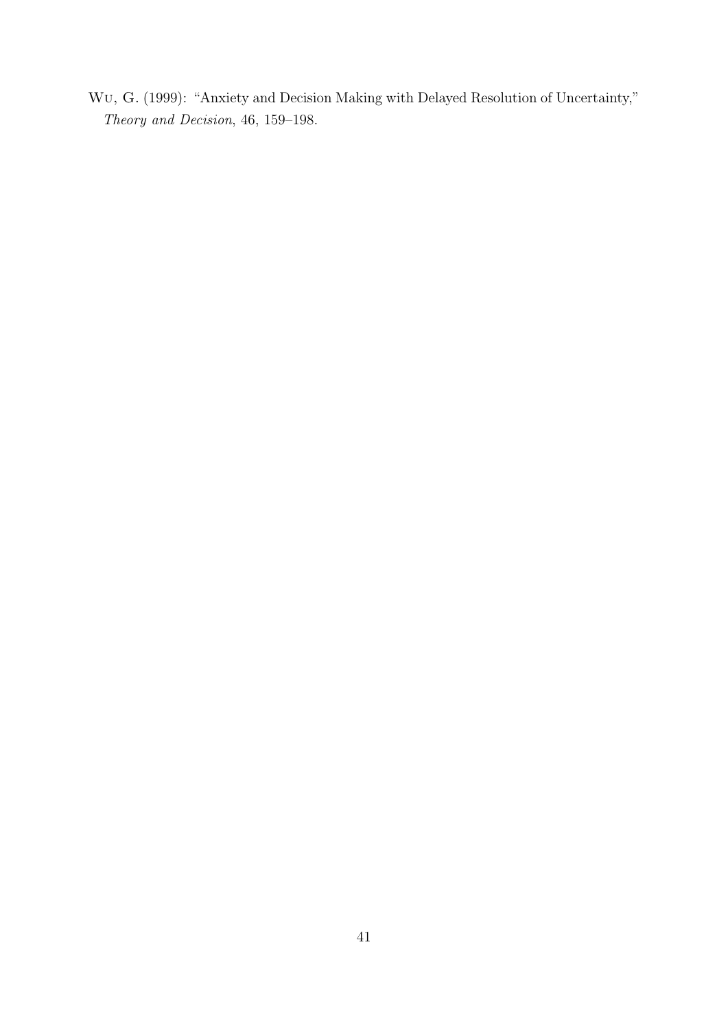Wu, G. (1999): "Anxiety and Decision Making with Delayed Resolution of Uncertainty," *Theory and Decision*, 46, 159–198.